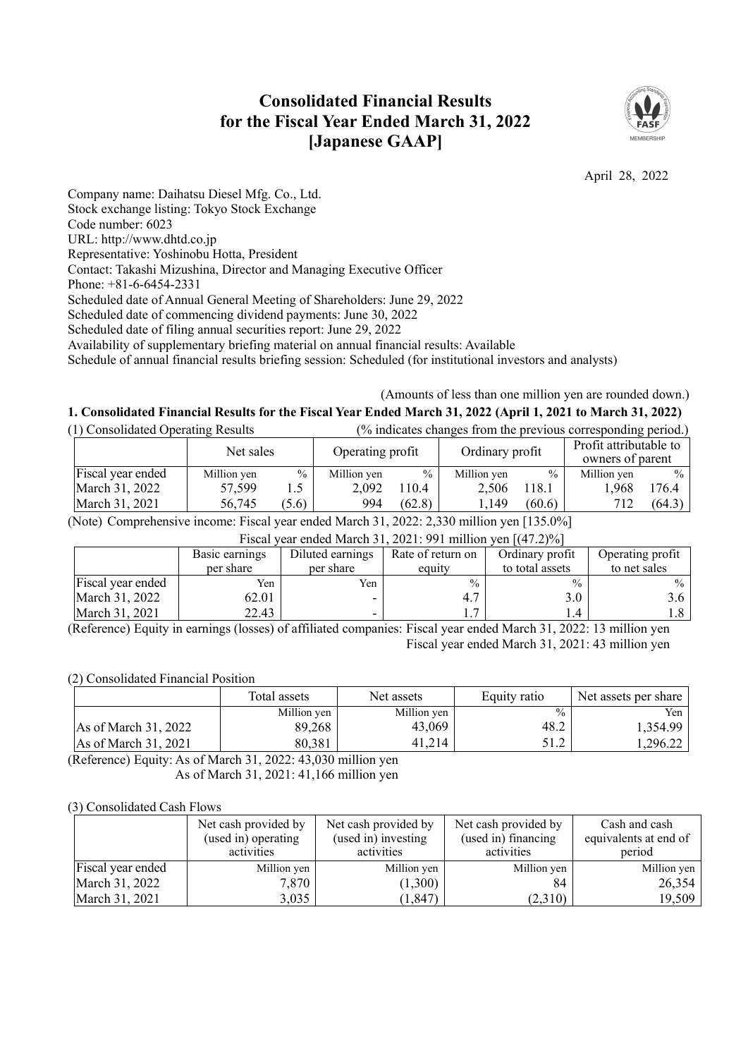# Consolidated Financial Results for the Fiscal Year Ended March 31, 2022 [Japanese GAAP]

April 28, 2022

Company name: Daihatsu Diesel Mfg. Co., Ltd.
Stock exchange listing: Tokyo Stock Exchange
Code number: 6023
URL: http://www.dhtd.co.jp
Representative: Yoshinobu Hotta, President
Contact: Takashi Mizushina, Director and Managing Executive Officer
Phone: +81-6-6454-2331
Scheduled date of Annual General Meeting of Shareholders: June 29, 2022
Scheduled date of commencing dividend payments: June 30, 2022
Scheduled date of filing annual securities report: June 29, 2022
Availability of supplementary briefing material on annual financial results: Available
Schedule of annual financial results briefing session: Scheduled (for institutional investors and analysts)

(Amounts of less than one million yen are rounded down.)

## 1. Consolidated Financial Results for the Fiscal Year Ended March 31, 2022 (April 1, 2021 to March 31, 2022)

(1) Consolidated Operating Results (% indicates changes from the previous corresponding period.)

| | Net sales | | Operating profit | | Ordinary profit | | Profit attributable to owners of parent | |
|---|---|---|---|---|---|---|---|---|
| Fiscal year ended | Million yen | % | Million yen | % | Million yen | % | Million yen | % |
| March 31, 2022 | 57,599 | 1.5 | 2,092 | 110.4 | 2,506 | 118.1 | 1,968 | 176.4 |
| March 31, 2021 | 56,745 | (5.6) | 994 | (62.8) | 1,149 | (60.6) | 712 | (64.3) |

(Note) Comprehensive income: Fiscal year ended March 31, 2022: 2,330 million yen [135.0%]
Fiscal year ended March 31, 2021: 991 million yen [(47.2)%]

| | Basic earnings per share | Diluted earnings per share | Rate of return on equity | Ordinary profit to total assets | Operating profit to net sales |
|---|---|---|---|---|---|
| Fiscal year ended | Yen | Yen | % | % | % |
| March 31, 2022 | 62.01 | - | 4.7 | 3.0 | 3.6 |
| March 31, 2021 | 22.43 | - | 1.7 | 1.4 | 1.8 |

(Reference) Equity in earnings (losses) of affiliated companies: Fiscal year ended March 31, 2022: 13 million yen
Fiscal year ended March 31, 2021: 43 million yen

(2) Consolidated Financial Position

| | Total assets | Net assets | Equity ratio | Net assets per share |
|---|---|---|---|---|
| | Million yen | Million yen | % | Yen |
| As of March 31, 2022 | 89,268 | 43,069 | 48.2 | 1,354.99 |
| As of March 31, 2021 | 80,381 | 41,214 | 51.2 | 1,296.22 |

(Reference) Equity: As of March 31, 2022: 43,030 million yen
As of March 31, 2021: 41,166 million yen

(3) Consolidated Cash Flows

| | Net cash provided by (used in) operating activities | Net cash provided by (used in) investing activities | Net cash provided by (used in) financing activities | Cash and cash equivalents at end of period |
|---|---|---|---|---|
| Fiscal year ended | Million yen | Million yen | Million yen | Million yen |
| March 31, 2022 | 7,870 | (1,300) | 84 | 26,354 |
| March 31, 2021 | 3,035 | (1,847) | (2,310) | 19,509 |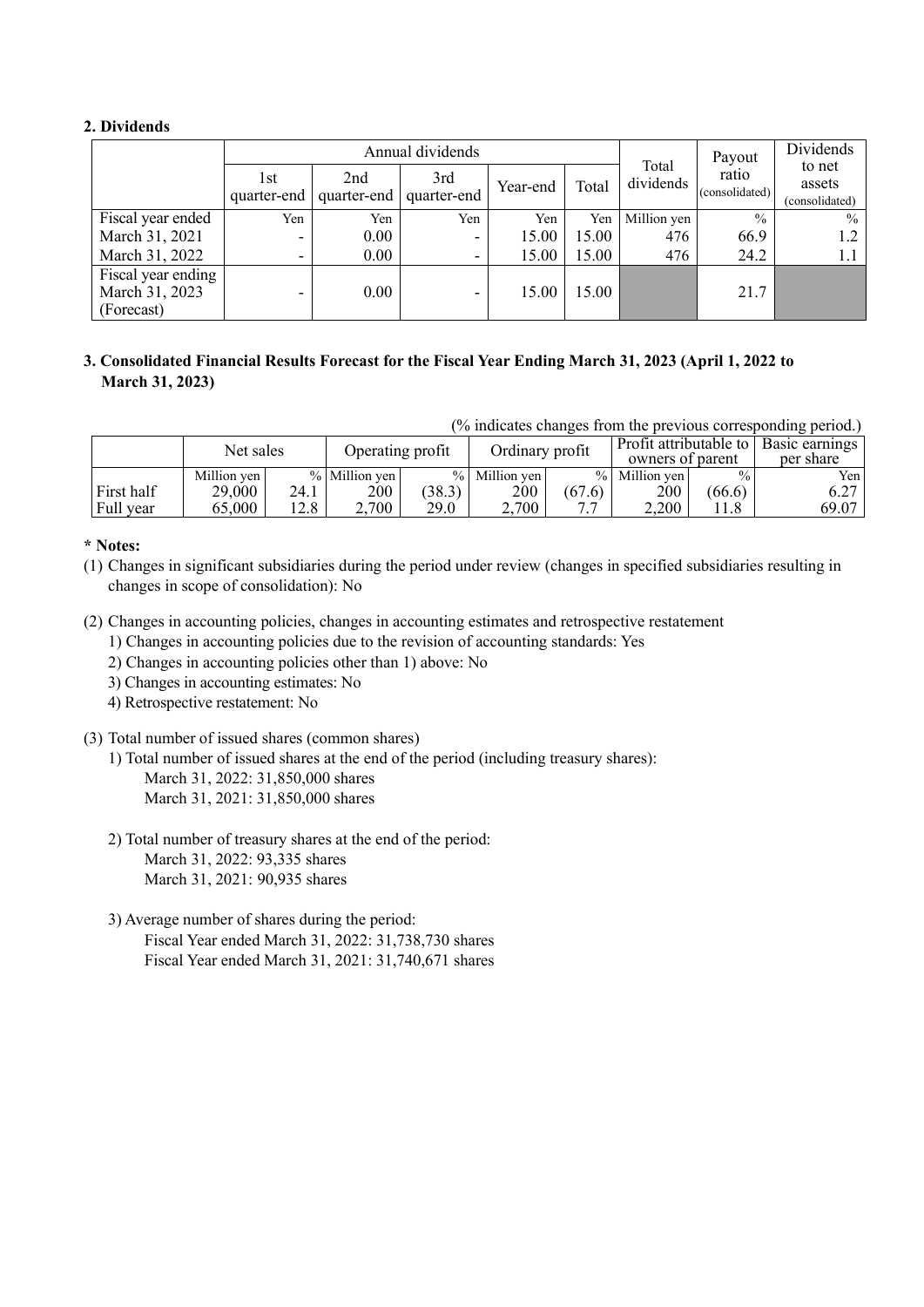## 2. Dividends

| | Annual dividends | | | | | Total dividends | Payout ratio (consolidated) | Dividends to net assets (consolidated) |
|---|---|---|---|---|---|---|---|---|
| | 1st quarter-end | 2nd quarter-end | 3rd quarter-end | Year-end | Total | | | |
| Fiscal year ended | Yen | Yen | Yen | Yen | Yen | Million yen | % | % |
| March 31, 2021 | - | 0.00 | - | 15.00 | 15.00 | 476 | 66.9 | 1.2 |
| March 31, 2022 | - | 0.00 | - | 15.00 | 15.00 | 476 | 24.2 | 1.1 |
| Fiscal year ending March 31, 2023 (Forecast) | - | 0.00 | - | 15.00 | 15.00 | | 21.7 | |

## 3. Consolidated Financial Results Forecast for the Fiscal Year Ending March 31, 2023 (April 1, 2022 to March 31, 2023)

(% indicates changes from the previous corresponding period.)

| | Net sales | | Operating profit | | Ordinary profit | | Profit attributable to owners of parent | | Basic earnings per share |
|---|---|---|---|---|---|---|---|---|---|
| | Million yen | % | Million yen | % | Million yen | % | Million yen | % | Yen |
| First half | 29,000 | 24.1 | 200 | (38.3) | 200 | (67.6) | 200 | (66.6) | 6.27 |
| Full year | 65,000 | 12.8 | 2,700 | 29.0 | 2,700 | 7.7 | 2,200 | 11.8 | 69.07 |

**\* Notes:**

(1) Changes in significant subsidiaries during the period under review (changes in specified subsidiaries resulting in changes in scope of consolidation): No

(2) Changes in accounting policies, changes in accounting estimates and retrospective restatement
   1) Changes in accounting policies due to the revision of accounting standards: Yes
   2) Changes in accounting policies other than 1) above: No
   3) Changes in accounting estimates: No
   4) Retrospective restatement: No

(3) Total number of issued shares (common shares)
   1) Total number of issued shares at the end of the period (including treasury shares):
      March 31, 2022: 31,850,000 shares
      March 31, 2021: 31,850,000 shares

   2) Total number of treasury shares at the end of the period:
      March 31, 2022: 93,335 shares
      March 31, 2021: 90,935 shares

   3) Average number of shares during the period:
      Fiscal Year ended March 31, 2022: 31,738,730 shares
      Fiscal Year ended March 31, 2021: 31,740,671 shares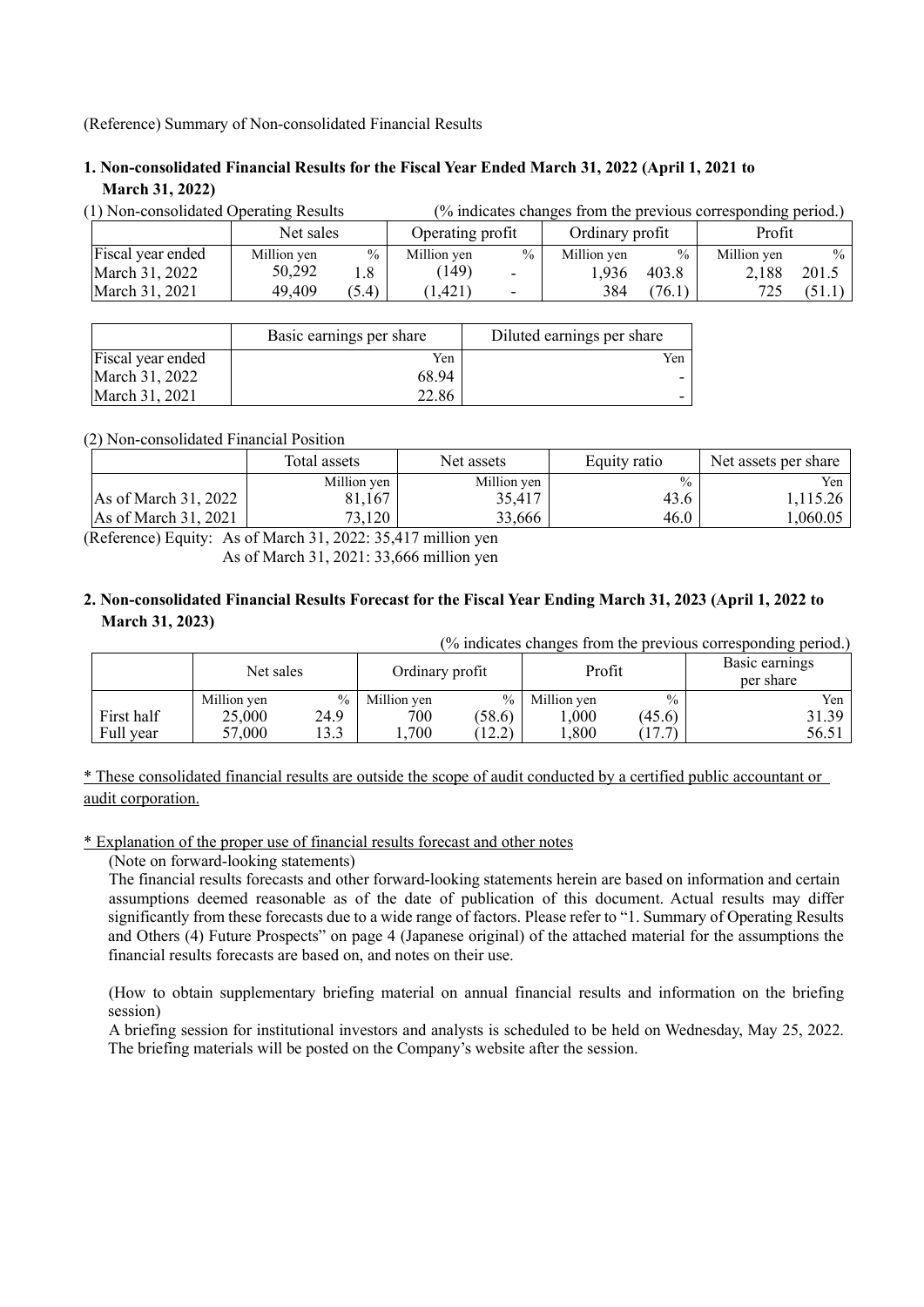(Reference) Summary of Non-consolidated Financial Results

## 1. Non-consolidated Financial Results for the Fiscal Year Ended March 31, 2022 (April 1, 2021 to March 31, 2022)

(1) Non-consolidated Operating Results (% indicates changes from the previous corresponding period.)

| | Net sales | | Operating profit | | Ordinary profit | | Profit | |
|---|---|---|---|---|---|---|---|---|
| Fiscal year ended | Million yen | % | Million yen | % | Million yen | % | Million yen | % |
| March 31, 2022 | 50,292 | 1.8 | (149) | - | 1,936 | 403.8 | 2,188 | 201.5 |
| March 31, 2021 | 49,409 | (5.4) | (1,421) | - | 384 | (76.1) | 725 | (51.1) |

| | Basic earnings per share | Diluted earnings per share |
|---|---|---|
| Fiscal year ended | Yen | Yen |
| March 31, 2022 | 68.94 | - |
| March 31, 2021 | 22.86 | - |

(2) Non-consolidated Financial Position

| | Total assets | Net assets | Equity ratio | Net assets per share |
|---|---|---|---|---|
| | Million yen | Million yen | % | Yen |
| As of March 31, 2022 | 81,167 | 35,417 | 43.6 | 1,115.26 |
| As of March 31, 2021 | 73,120 | 33,666 | 46.0 | 1,060.05 |

(Reference) Equity: As of March 31, 2022: 35,417 million yen
As of March 31, 2021: 33,666 million yen

## 2. Non-consolidated Financial Results Forecast for the Fiscal Year Ending March 31, 2023 (April 1, 2022 to March 31, 2023)

(% indicates changes from the previous corresponding period.)

| | Net sales | | Ordinary profit | | Profit | | Basic earnings per share |
|---|---|---|---|---|---|---|---|
| | Million yen | % | Million yen | % | Million yen | % | Yen |
| First half | 25,000 | 24.9 | 700 | (58.6) | 1,000 | (45.6) | 31.39 |
| Full year | 57,000 | 13.3 | 1,700 | (12.2) | 1,800 | (17.7) | 56.51 |

* These consolidated financial results are outside the scope of audit conducted by a certified public accountant or audit corporation.

* Explanation of the proper use of financial results forecast and other notes

(Note on forward-looking statements)

The financial results forecasts and other forward-looking statements herein are based on information and certain assumptions deemed reasonable as of the date of publication of this document. Actual results may differ significantly from these forecasts due to a wide range of factors. Please refer to "1. Summary of Operating Results and Others (4) Future Prospects" on page 4 (Japanese original) of the attached material for the assumptions the financial results forecasts are based on, and notes on their use.

(How to obtain supplementary briefing material on annual financial results and information on the briefing session)

A briefing session for institutional investors and analysts is scheduled to be held on Wednesday, May 25, 2022. The briefing materials will be posted on the Company's website after the session.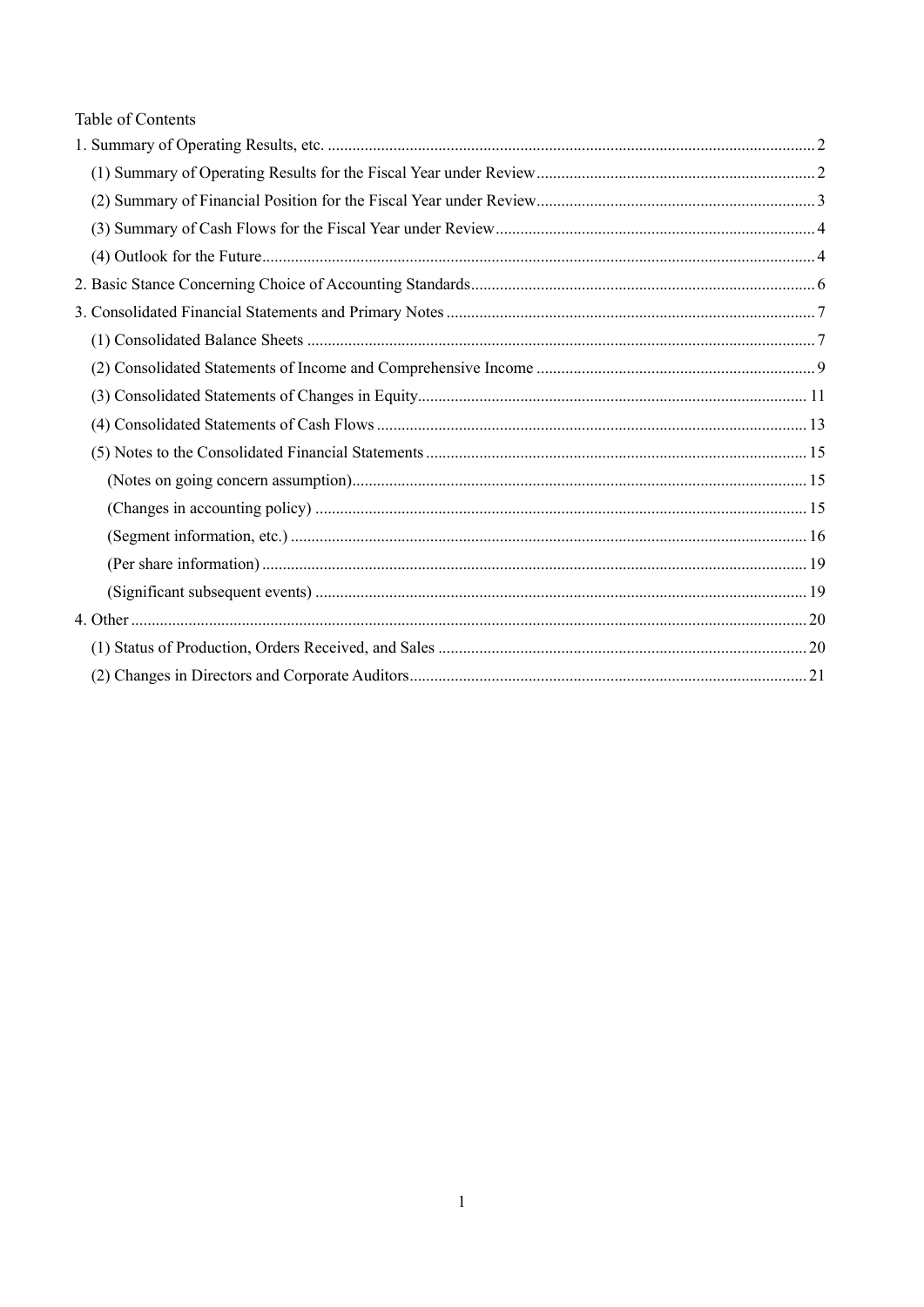Table of Contents

1. Summary of Operating Results, etc. ..... 2
   - (1) Summary of Operating Results for the Fiscal Year under Review ..... 2
   - (2) Summary of Financial Position for the Fiscal Year under Review ..... 3
   - (3) Summary of Cash Flows for the Fiscal Year under Review ..... 4
   - (4) Outlook for the Future ..... 4
2. Basic Stance Concerning Choice of Accounting Standards ..... 6
3. Consolidated Financial Statements and Primary Notes ..... 7
   - (1) Consolidated Balance Sheets ..... 7
   - (2) Consolidated Statements of Income and Comprehensive Income ..... 9
   - (3) Consolidated Statements of Changes in Equity ..... 11
   - (4) Consolidated Statements of Cash Flows ..... 13
   - (5) Notes to the Consolidated Financial Statements ..... 15
     - (Notes on going concern assumption) ..... 15
     - (Changes in accounting policy) ..... 15
     - (Segment information, etc.) ..... 16
     - (Per share information) ..... 19
     - (Significant subsequent events) ..... 19
4. Other ..... 20
   - (1) Status of Production, Orders Received, and Sales ..... 20
   - (2) Changes in Directors and Corporate Auditors ..... 21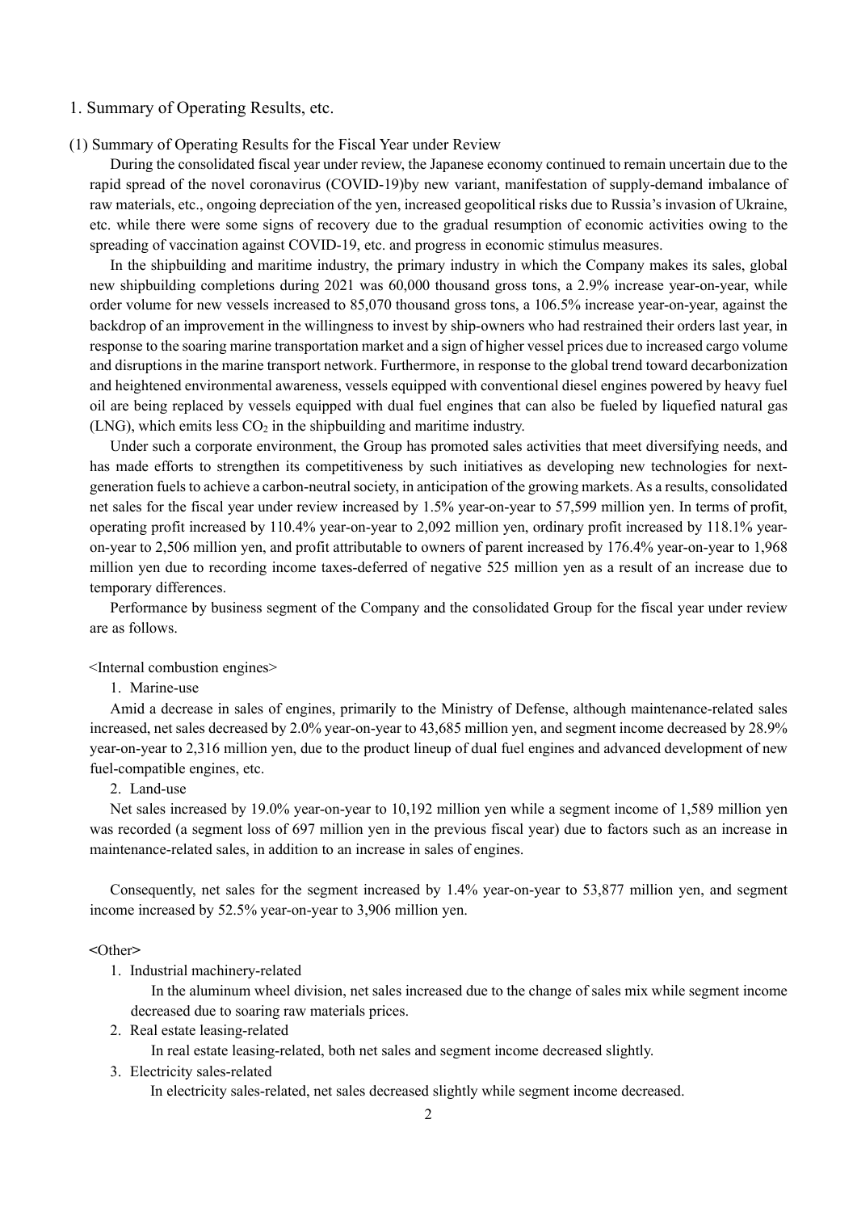## 1. Summary of Operating Results, etc.

### (1) Summary of Operating Results for the Fiscal Year under Review

During the consolidated fiscal year under review, the Japanese economy continued to remain uncertain due to the rapid spread of the novel coronavirus (COVID-19)by new variant, manifestation of supply-demand imbalance of raw materials, etc., ongoing depreciation of the yen, increased geopolitical risks due to Russia's invasion of Ukraine, etc. while there were some signs of recovery due to the gradual resumption of economic activities owing to the spreading of vaccination against COVID-19, etc. and progress in economic stimulus measures.

In the shipbuilding and maritime industry, the primary industry in which the Company makes its sales, global new shipbuilding completions during 2021 was 60,000 thousand gross tons, a 2.9% increase year-on-year, while order volume for new vessels increased to 85,070 thousand gross tons, a 106.5% increase year-on-year, against the backdrop of an improvement in the willingness to invest by ship-owners who had restrained their orders last year, in response to the soaring marine transportation market and a sign of higher vessel prices due to increased cargo volume and disruptions in the marine transport network. Furthermore, in response to the global trend toward decarbonization and heightened environmental awareness, vessels equipped with conventional diesel engines powered by heavy fuel oil are being replaced by vessels equipped with dual fuel engines that can also be fueled by liquefied natural gas (LNG), which emits less $CO_2$ in the shipbuilding and maritime industry.

Under such a corporate environment, the Group has promoted sales activities that meet diversifying needs, and has made efforts to strengthen its competitiveness by such initiatives as developing new technologies for next-generation fuels to achieve a carbon-neutral society, in anticipation of the growing markets. As a results, consolidated net sales for the fiscal year under review increased by 1.5% year-on-year to 57,599 million yen. In terms of profit, operating profit increased by 110.4% year-on-year to 2,092 million yen, ordinary profit increased by 118.1% year-on-year to 2,506 million yen, and profit attributable to owners of parent increased by 176.4% year-on-year to 1,968 million yen due to recording income taxes-deferred of negative 525 million yen as a result of an increase due to temporary differences.

Performance by business segment of the Company and the consolidated Group for the fiscal year under review are as follows.

<Internal combustion engines>

1. Marine-use

Amid a decrease in sales of engines, primarily to the Ministry of Defense, although maintenance-related sales increased, net sales decreased by 2.0% year-on-year to 43,685 million yen, and segment income decreased by 28.9% year-on-year to 2,316 million yen, due to the product lineup of dual fuel engines and advanced development of new fuel-compatible engines, etc.

2. Land-use

Net sales increased by 19.0% year-on-year to 10,192 million yen while a segment income of 1,589 million yen was recorded (a segment loss of 697 million yen in the previous fiscal year) due to factors such as an increase in maintenance-related sales, in addition to an increase in sales of engines.

Consequently, net sales for the segment increased by 1.4% year-on-year to 53,877 million yen, and segment income increased by 52.5% year-on-year to 3,906 million yen.

<Other>

1. Industrial machinery-related

   In the aluminum wheel division, net sales increased due to the change of sales mix while segment income decreased due to soaring raw materials prices.

2. Real estate leasing-related

   In real estate leasing-related, both net sales and segment income decreased slightly.

3. Electricity sales-related

   In electricity sales-related, net sales decreased slightly while segment income decreased.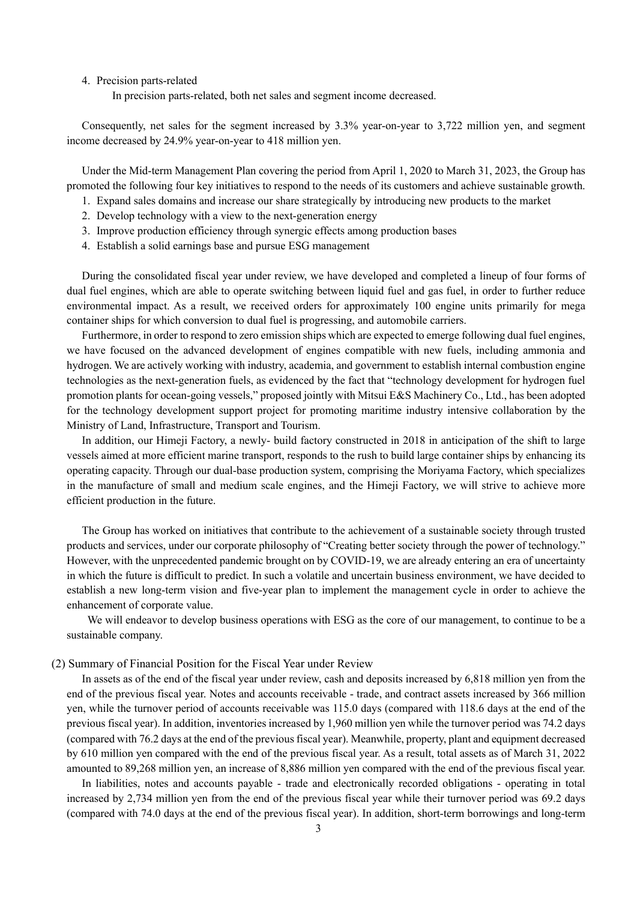4. Precision parts-related

   In precision parts-related, both net sales and segment income decreased.

Consequently, net sales for the segment increased by 3.3% year-on-year to 3,722 million yen, and segment income decreased by 24.9% year-on-year to 418 million yen.

Under the Mid-term Management Plan covering the period from April 1, 2020 to March 31, 2023, the Group has promoted the following four key initiatives to respond to the needs of its customers and achieve sustainable growth.

1. Expand sales domains and increase our share strategically by introducing new products to the market
2. Develop technology with a view to the next-generation energy
3. Improve production efficiency through synergic effects among production bases
4. Establish a solid earnings base and pursue ESG management

During the consolidated fiscal year under review, we have developed and completed a lineup of four forms of dual fuel engines, which are able to operate switching between liquid fuel and gas fuel, in order to further reduce environmental impact. As a result, we received orders for approximately 100 engine units primarily for mega container ships for which conversion to dual fuel is progressing, and automobile carriers.

Furthermore, in order to respond to zero emission ships which are expected to emerge following dual fuel engines, we have focused on the advanced development of engines compatible with new fuels, including ammonia and hydrogen. We are actively working with industry, academia, and government to establish internal combustion engine technologies as the next-generation fuels, as evidenced by the fact that "technology development for hydrogen fuel promotion plants for ocean-going vessels," proposed jointly with Mitsui E&S Machinery Co., Ltd., has been adopted for the technology development support project for promoting maritime industry intensive collaboration by the Ministry of Land, Infrastructure, Transport and Tourism.

In addition, our Himeji Factory, a newly- build factory constructed in 2018 in anticipation of the shift to large vessels aimed at more efficient marine transport, responds to the rush to build large container ships by enhancing its operating capacity. Through our dual-base production system, comprising the Moriyama Factory, which specializes in the manufacture of small and medium scale engines, and the Himeji Factory, we will strive to achieve more efficient production in the future.

The Group has worked on initiatives that contribute to the achievement of a sustainable society through trusted products and services, under our corporate philosophy of "Creating better society through the power of technology." However, with the unprecedented pandemic brought on by COVID-19, we are already entering an era of uncertainty in which the future is difficult to predict. In such a volatile and uncertain business environment, we have decided to establish a new long-term vision and five-year plan to implement the management cycle in order to achieve the enhancement of corporate value.

We will endeavor to develop business operations with ESG as the core of our management, to continue to be a sustainable company.

### (2) Summary of Financial Position for the Fiscal Year under Review

In assets as of the end of the fiscal year under review, cash and deposits increased by 6,818 million yen from the end of the previous fiscal year. Notes and accounts receivable - trade, and contract assets increased by 366 million yen, while the turnover period of accounts receivable was 115.0 days (compared with 118.6 days at the end of the previous fiscal year). In addition, inventories increased by 1,960 million yen while the turnover period was 74.2 days (compared with 76.2 days at the end of the previous fiscal year). Meanwhile, property, plant and equipment decreased by 610 million yen compared with the end of the previous fiscal year. As a result, total assets as of March 31, 2022 amounted to 89,268 million yen, an increase of 8,886 million yen compared with the end of the previous fiscal year.

In liabilities, notes and accounts payable - trade and electronically recorded obligations - operating in total increased by 2,734 million yen from the end of the previous fiscal year while their turnover period was 69.2 days (compared with 74.0 days at the end of the previous fiscal year). In addition, short-term borrowings and long-term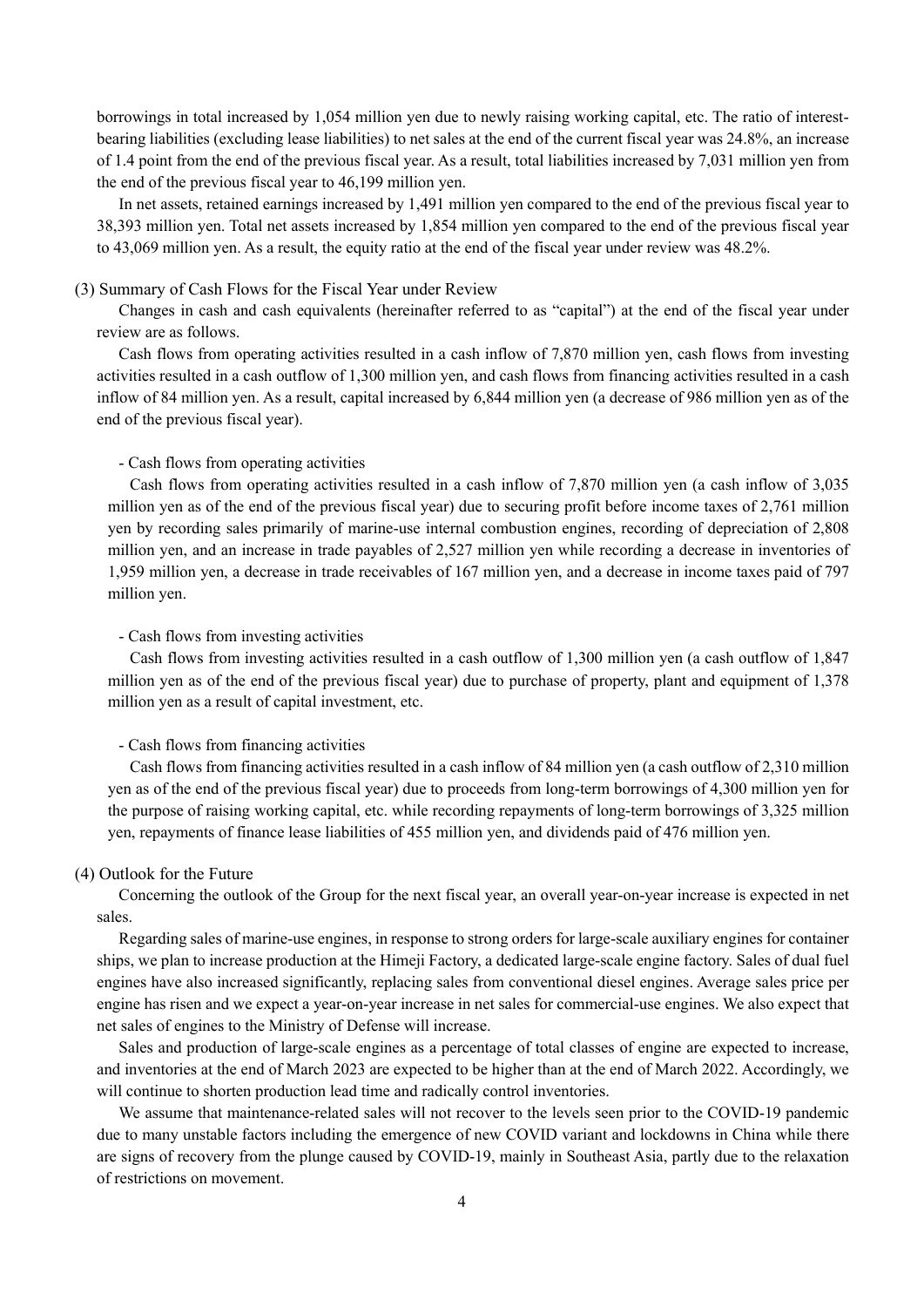borrowings in total increased by 1,054 million yen due to newly raising working capital, etc. The ratio of interest-bearing liabilities (excluding lease liabilities) to net sales at the end of the current fiscal year was 24.8%, an increase of 1.4 point from the end of the previous fiscal year. As a result, total liabilities increased by 7,031 million yen from the end of the previous fiscal year to 46,199 million yen.

In net assets, retained earnings increased by 1,491 million yen compared to the end of the previous fiscal year to 38,393 million yen. Total net assets increased by 1,854 million yen compared to the end of the previous fiscal year to 43,069 million yen. As a result, the equity ratio at the end of the fiscal year under review was 48.2%.

### (3) Summary of Cash Flows for the Fiscal Year under Review

Changes in cash and cash equivalents (hereinafter referred to as "capital") at the end of the fiscal year under review are as follows.

Cash flows from operating activities resulted in a cash inflow of 7,870 million yen, cash flows from investing activities resulted in a cash outflow of 1,300 million yen, and cash flows from financing activities resulted in a cash inflow of 84 million yen. As a result, capital increased by 6,844 million yen (a decrease of 986 million yen as of the end of the previous fiscal year).

- Cash flows from operating activities

Cash flows from operating activities resulted in a cash inflow of 7,870 million yen (a cash inflow of 3,035 million yen as of the end of the previous fiscal year) due to securing profit before income taxes of 2,761 million yen by recording sales primarily of marine-use internal combustion engines, recording of depreciation of 2,808 million yen, and an increase in trade payables of 2,527 million yen while recording a decrease in inventories of 1,959 million yen, a decrease in trade receivables of 167 million yen, and a decrease in income taxes paid of 797 million yen.

- Cash flows from investing activities

Cash flows from investing activities resulted in a cash outflow of 1,300 million yen (a cash outflow of 1,847 million yen as of the end of the previous fiscal year) due to purchase of property, plant and equipment of 1,378 million yen as a result of capital investment, etc.

- Cash flows from financing activities

Cash flows from financing activities resulted in a cash inflow of 84 million yen (a cash outflow of 2,310 million yen as of the end of the previous fiscal year) due to proceeds from long-term borrowings of 4,300 million yen for the purpose of raising working capital, etc. while recording repayments of long-term borrowings of 3,325 million yen, repayments of finance lease liabilities of 455 million yen, and dividends paid of 476 million yen.

### (4) Outlook for the Future

Concerning the outlook of the Group for the next fiscal year, an overall year-on-year increase is expected in net sales.

Regarding sales of marine-use engines, in response to strong orders for large-scale auxiliary engines for container ships, we plan to increase production at the Himeji Factory, a dedicated large-scale engine factory. Sales of dual fuel engines have also increased significantly, replacing sales from conventional diesel engines. Average sales price per engine has risen and we expect a year-on-year increase in net sales for commercial-use engines. We also expect that net sales of engines to the Ministry of Defense will increase.

Sales and production of large-scale engines as a percentage of total classes of engine are expected to increase, and inventories at the end of March 2023 are expected to be higher than at the end of March 2022. Accordingly, we will continue to shorten production lead time and radically control inventories.

We assume that maintenance-related sales will not recover to the levels seen prior to the COVID-19 pandemic due to many unstable factors including the emergence of new COVID variant and lockdowns in China while there are signs of recovery from the plunge caused by COVID-19, mainly in Southeast Asia, partly due to the relaxation of restrictions on movement.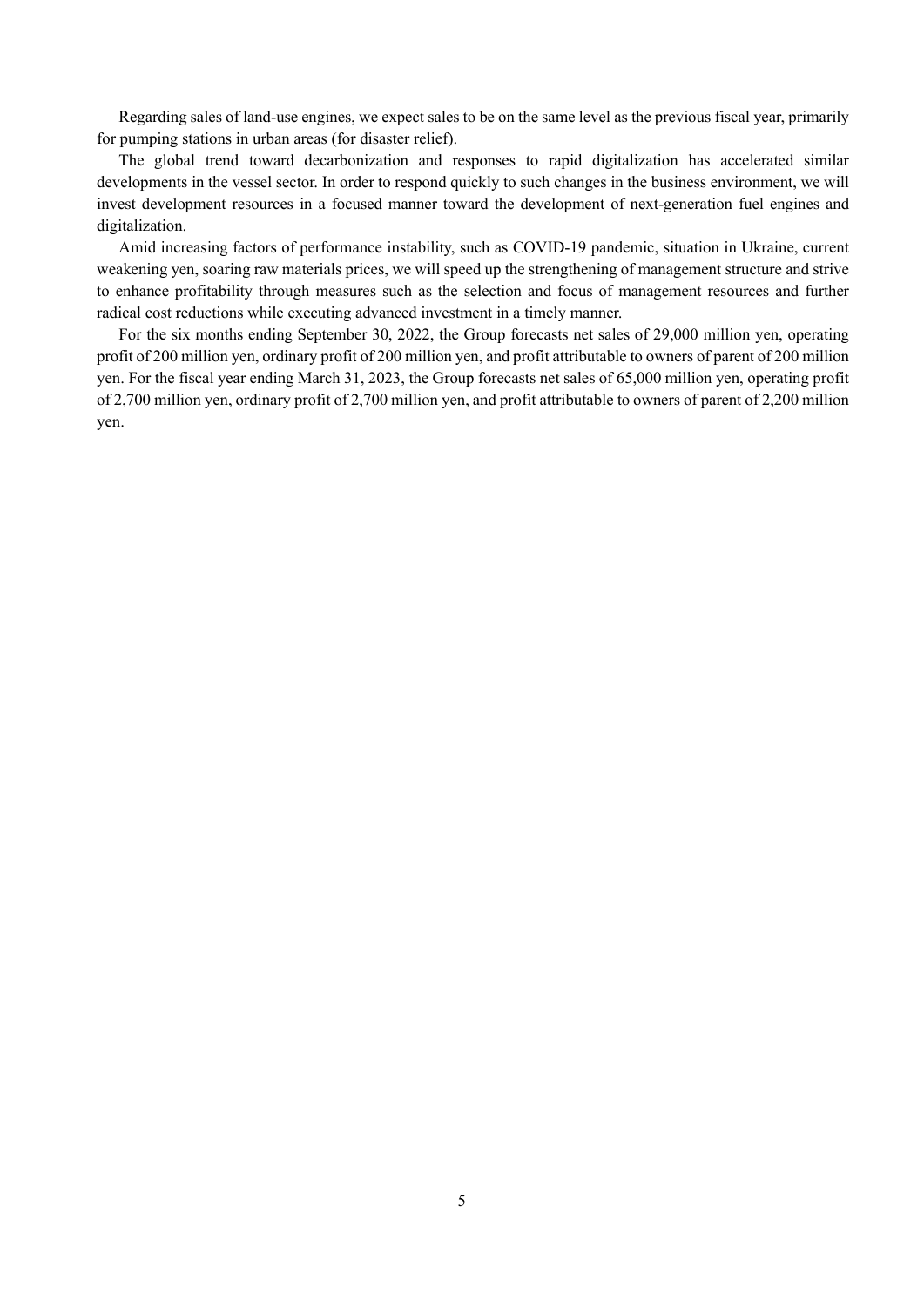Regarding sales of land-use engines, we expect sales to be on the same level as the previous fiscal year, primarily for pumping stations in urban areas (for disaster relief).

The global trend toward decarbonization and responses to rapid digitalization has accelerated similar developments in the vessel sector. In order to respond quickly to such changes in the business environment, we will invest development resources in a focused manner toward the development of next-generation fuel engines and digitalization.

Amid increasing factors of performance instability, such as COVID-19 pandemic, situation in Ukraine, current weakening yen, soaring raw materials prices, we will speed up the strengthening of management structure and strive to enhance profitability through measures such as the selection and focus of management resources and further radical cost reductions while executing advanced investment in a timely manner.

For the six months ending September 30, 2022, the Group forecasts net sales of 29,000 million yen, operating profit of 200 million yen, ordinary profit of 200 million yen, and profit attributable to owners of parent of 200 million yen. For the fiscal year ending March 31, 2023, the Group forecasts net sales of 65,000 million yen, operating profit of 2,700 million yen, ordinary profit of 2,700 million yen, and profit attributable to owners of parent of 2,200 million yen.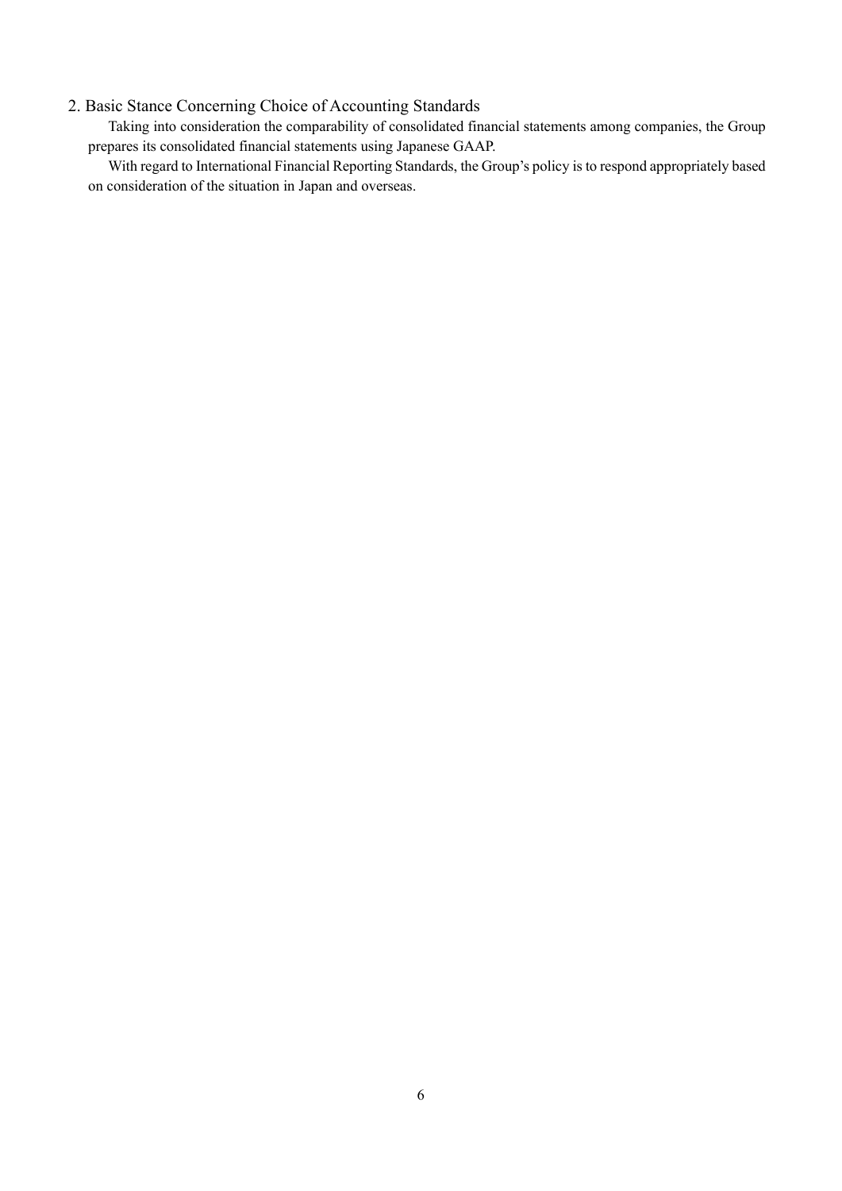## 2. Basic Stance Concerning Choice of Accounting Standards

Taking into consideration the comparability of consolidated financial statements among companies, the Group prepares its consolidated financial statements using Japanese GAAP.

With regard to International Financial Reporting Standards, the Group's policy is to respond appropriately based on consideration of the situation in Japan and overseas.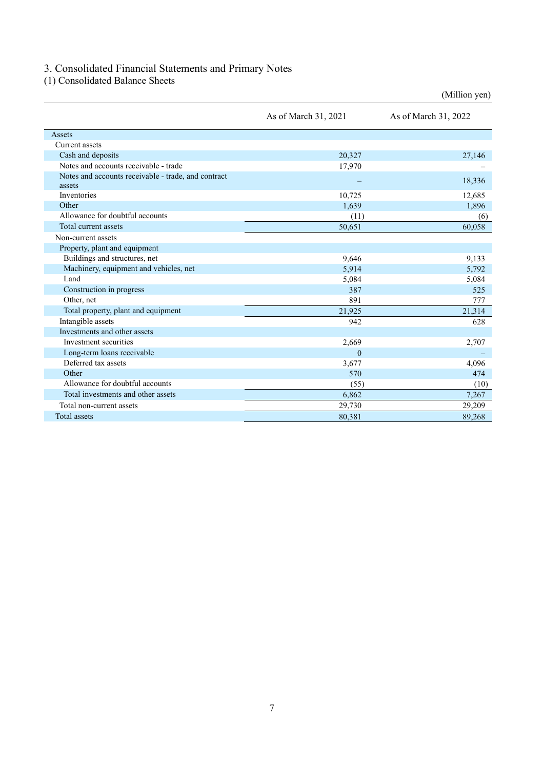# 3. Consolidated Financial Statements and Primary Notes

## (1) Consolidated Balance Sheets

(Million yen)

| | As of March 31, 2021 | As of March 31, 2022 |
|---|---|---|
| Assets | | |
| Current assets | | |
| Cash and deposits | 20,327 | 27,146 |
| Notes and accounts receivable - trade | 17,970 | – |
| Notes and accounts receivable - trade, and contract assets | – | 18,336 |
| Inventories | 10,725 | 12,685 |
| Other | 1,639 | 1,896 |
| Allowance for doubtful accounts | (11) | (6) |
| Total current assets | 50,651 | 60,058 |
| Non-current assets | | |
| Property, plant and equipment | | |
| Buildings and structures, net | 9,646 | 9,133 |
| Machinery, equipment and vehicles, net | 5,914 | 5,792 |
| Land | 5,084 | 5,084 |
| Construction in progress | 387 | 525 |
| Other, net | 891 | 777 |
| Total property, plant and equipment | 21,925 | 21,314 |
| Intangible assets | 942 | 628 |
| Investments and other assets | | |
| Investment securities | 2,669 | 2,707 |
| Long-term loans receivable | 0 | – |
| Deferred tax assets | 3,677 | 4,096 |
| Other | 570 | 474 |
| Allowance for doubtful accounts | (55) | (10) |
| Total investments and other assets | 6,862 | 7,267 |
| Total non-current assets | 29,730 | 29,209 |
| Total assets | 80,381 | 89,268 |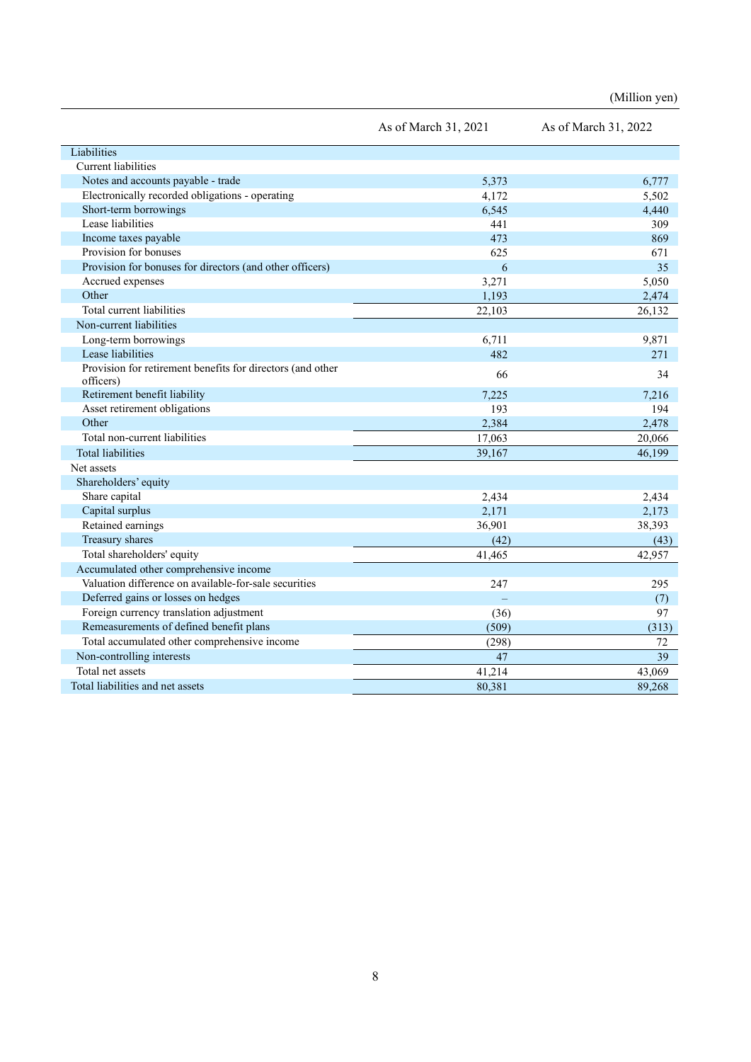(Million yen)

| | As of March 31, 2021 | As of March 31, 2022 |
|---|---|---|
| Liabilities | | |
| Current liabilities | | |
| Notes and accounts payable - trade | 5,373 | 6,777 |
| Electronically recorded obligations - operating | 4,172 | 5,502 |
| Short-term borrowings | 6,545 | 4,440 |
| Lease liabilities | 441 | 309 |
| Income taxes payable | 473 | 869 |
| Provision for bonuses | 625 | 671 |
| Provision for bonuses for directors (and other officers) | 6 | 35 |
| Accrued expenses | 3,271 | 5,050 |
| Other | 1,193 | 2,474 |
| Total current liabilities | 22,103 | 26,132 |
| Non-current liabilities | | |
| Long-term borrowings | 6,711 | 9,871 |
| Lease liabilities | 482 | 271 |
| Provision for retirement benefits for directors (and other officers) | 66 | 34 |
| Retirement benefit liability | 7,225 | 7,216 |
| Asset retirement obligations | 193 | 194 |
| Other | 2,384 | 2,478 |
| Total non-current liabilities | 17,063 | 20,066 |
| Total liabilities | 39,167 | 46,199 |
| Net assets | | |
| Shareholders' equity | | |
| Share capital | 2,434 | 2,434 |
| Capital surplus | 2,171 | 2,173 |
| Retained earnings | 36,901 | 38,393 |
| Treasury shares | (42) | (43) |
| Total shareholders' equity | 41,465 | 42,957 |
| Accumulated other comprehensive income | | |
| Valuation difference on available-for-sale securities | 247 | 295 |
| Deferred gains or losses on hedges | – | (7) |
| Foreign currency translation adjustment | (36) | 97 |
| Remeasurements of defined benefit plans | (509) | (313) |
| Total accumulated other comprehensive income | (298) | 72 |
| Non-controlling interests | 47 | 39 |
| Total net assets | 41,214 | 43,069 |
| Total liabilities and net assets | 80,381 | 89,268 |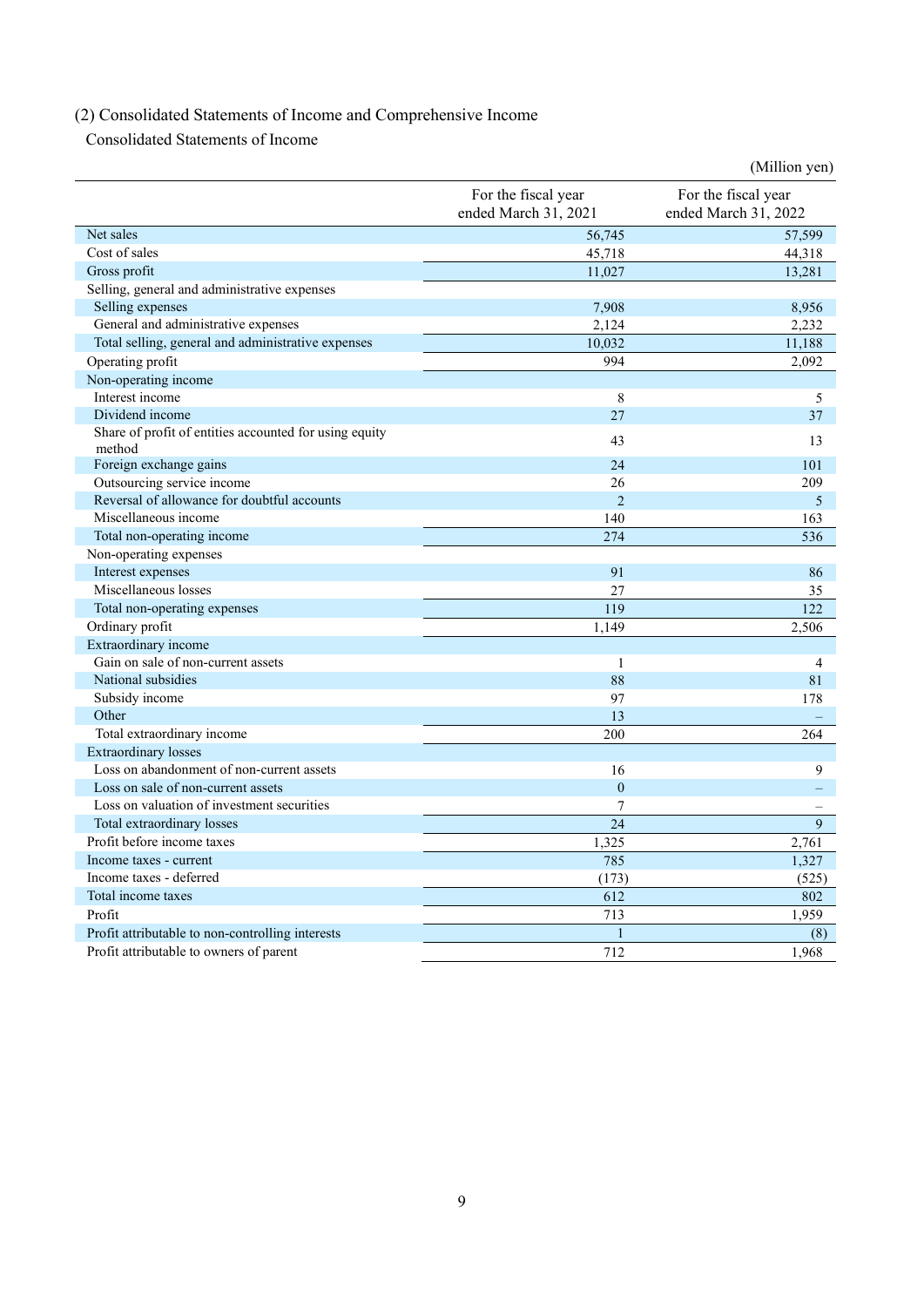## (2) Consolidated Statements of Income and Comprehensive Income

### Consolidated Statements of Income

(Million yen)

| | For the fiscal year ended March 31, 2021 | For the fiscal year ended March 31, 2022 |
|---|---|---|
| Net sales | 56,745 | 57,599 |
| Cost of sales | 45,718 | 44,318 |
| Gross profit | 11,027 | 13,281 |
| Selling, general and administrative expenses | | |
| Selling expenses | 7,908 | 8,956 |
| General and administrative expenses | 2,124 | 2,232 |
| Total selling, general and administrative expenses | 10,032 | 11,188 |
| Operating profit | 994 | 2,092 |
| Non-operating income | | |
| Interest income | 8 | 5 |
| Dividend income | 27 | 37 |
| Share of profit of entities accounted for using equity method | 43 | 13 |
| Foreign exchange gains | 24 | 101 |
| Outsourcing service income | 26 | 209 |
| Reversal of allowance for doubtful accounts | 2 | 5 |
| Miscellaneous income | 140 | 163 |
| Total non-operating income | 274 | 536 |
| Non-operating expenses | | |
| Interest expenses | 91 | 86 |
| Miscellaneous losses | 27 | 35 |
| Total non-operating expenses | 119 | 122 |
| Ordinary profit | 1,149 | 2,506 |
| Extraordinary income | | |
| Gain on sale of non-current assets | 1 | 4 |
| National subsidies | 88 | 81 |
| Subsidy income | 97 | 178 |
| Other | 13 | – |
| Total extraordinary income | 200 | 264 |
| Extraordinary losses | | |
| Loss on abandonment of non-current assets | 16 | 9 |
| Loss on sale of non-current assets | 0 | – |
| Loss on valuation of investment securities | 7 | – |
| Total extraordinary losses | 24 | 9 |
| Profit before income taxes | 1,325 | 2,761 |
| Income taxes - current | 785 | 1,327 |
| Income taxes - deferred | (173) | (525) |
| Total income taxes | 612 | 802 |
| Profit | 713 | 1,959 |
| Profit attributable to non-controlling interests | 1 | (8) |
| Profit attributable to owners of parent | 712 | 1,968 |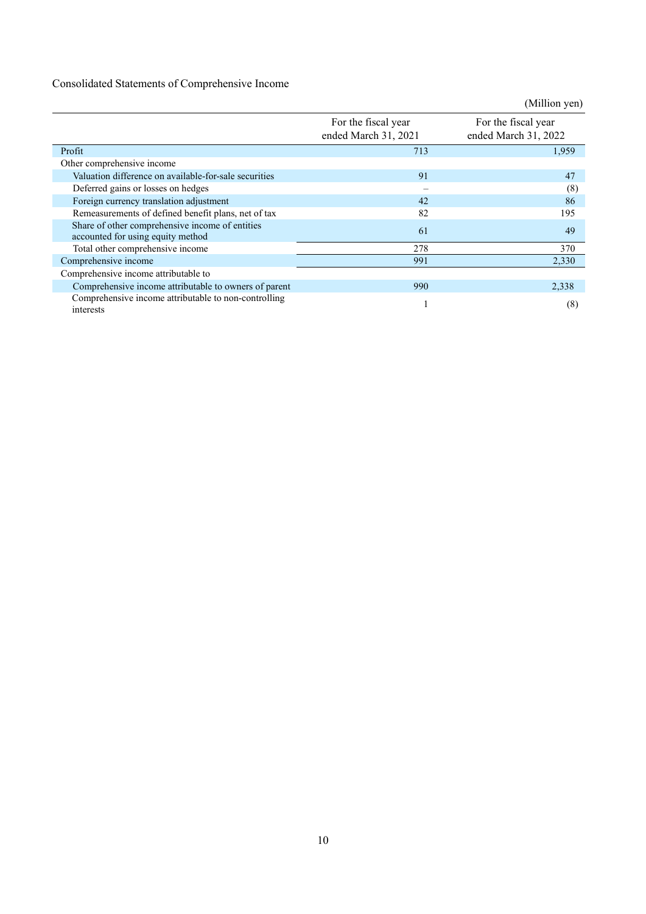Consolidated Statements of Comprehensive Income

(Million yen)

| | For the fiscal year ended March 31, 2021 | For the fiscal year ended March 31, 2022 |
|---|---|---|
| Profit | 713 | 1,959 |
| Other comprehensive income | | |
| Valuation difference on available-for-sale securities | 91 | 47 |
| Deferred gains or losses on hedges | – | (8) |
| Foreign currency translation adjustment | 42 | 86 |
| Remeasurements of defined benefit plans, net of tax | 82 | 195 |
| Share of other comprehensive income of entities accounted for using equity method | 61 | 49 |
| Total other comprehensive income | 278 | 370 |
| Comprehensive income | 991 | 2,330 |
| Comprehensive income attributable to | | |
| Comprehensive income attributable to owners of parent | 990 | 2,338 |
| Comprehensive income attributable to non-controlling interests | 1 | (8) |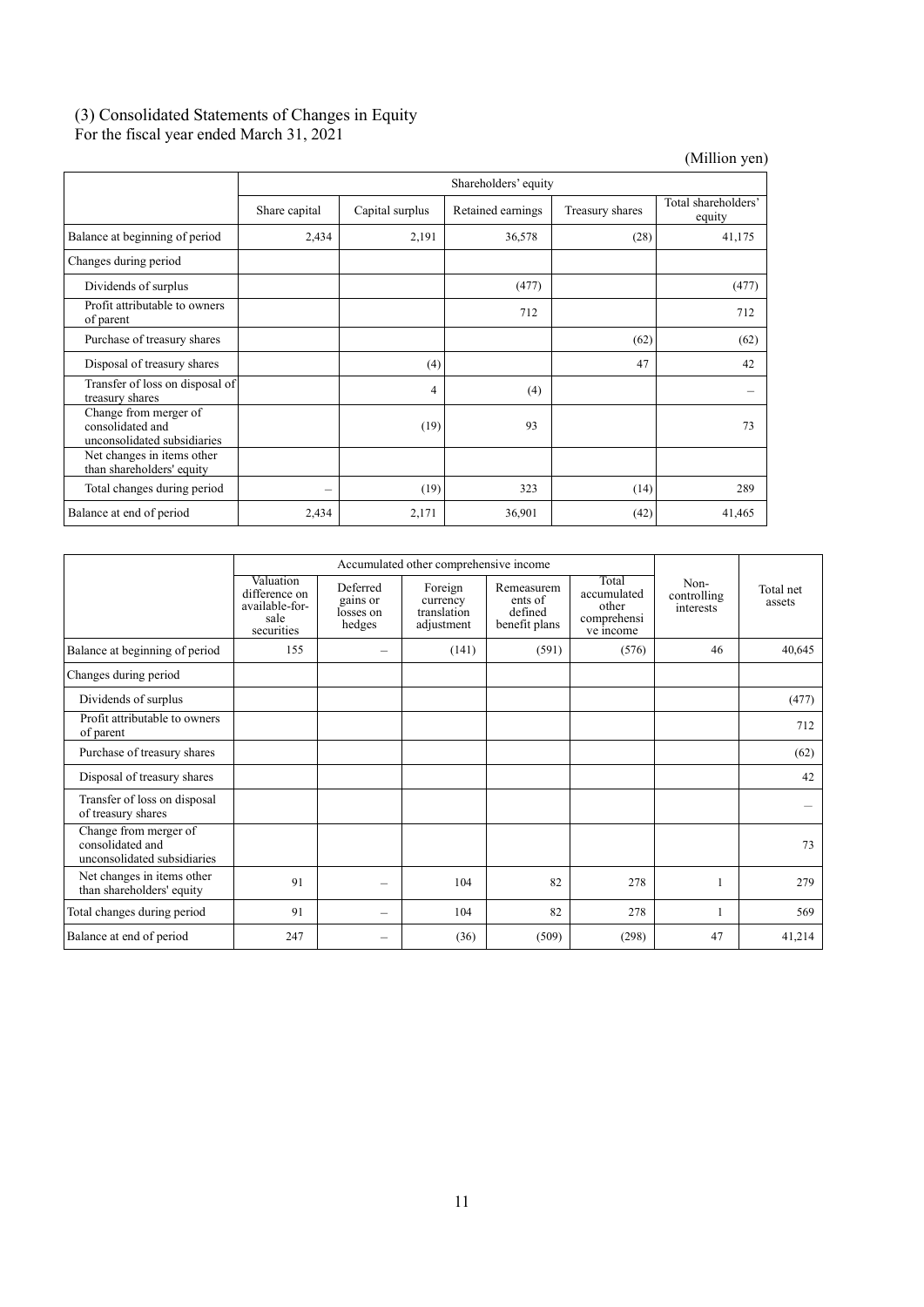### (3) Consolidated Statements of Changes in Equity

For the fiscal year ended March 31, 2021

(Million yen)

| | Shareholders' equity | | | | |
|---|---|---|---|---|---|
| | Share capital | Capital surplus | Retained earnings | Treasury shares | Total shareholders' equity |
| Balance at beginning of period | 2,434 | 2,191 | 36,578 | (28) | 41,175 |
| Changes during period | | | | | |
| Dividends of surplus | | | (477) | | (477) |
| Profit attributable to owners of parent | | | 712 | | 712 |
| Purchase of treasury shares | | | | (62) | (62) |
| Disposal of treasury shares | | (4) | | 47 | 42 |
| Transfer of loss on disposal of treasury shares | | 4 | (4) | | – |
| Change from merger of consolidated and unconsolidated subsidiaries | | (19) | 93 | | 73 |
| Net changes in items other than shareholders' equity | | | | | |
| Total changes during period | – | (19) | 323 | (14) | 289 |
| Balance at end of period | 2,434 | 2,171 | 36,901 | (42) | 41,465 |

| | Accumulated other comprehensive income | | | | | Non-controlling interests | Total net assets |
|---|---|---|---|---|---|---|---|
| | Valuation difference on available-for-sale securities | Deferred gains or losses on hedges | Foreign currency translation adjustment | Remeasurements of defined benefit plans | Total accumulated other comprehensive income | | |
| Balance at beginning of period | 155 | – | (141) | (591) | (576) | 46 | 40,645 |
| Changes during period | | | | | | | |
| Dividends of surplus | | | | | | | (477) |
| Profit attributable to owners of parent | | | | | | | 712 |
| Purchase of treasury shares | | | | | | | (62) |
| Disposal of treasury shares | | | | | | | 42 |
| Transfer of loss on disposal of treasury shares | | | | | | | – |
| Change from merger of consolidated and unconsolidated subsidiaries | | | | | | | 73 |
| Net changes in items other than shareholders' equity | 91 | – | 104 | 82 | 278 | 1 | 279 |
| Total changes during period | 91 | – | 104 | 82 | 278 | 1 | 569 |
| Balance at end of period | 247 | – | (36) | (509) | (298) | 47 | 41,214 |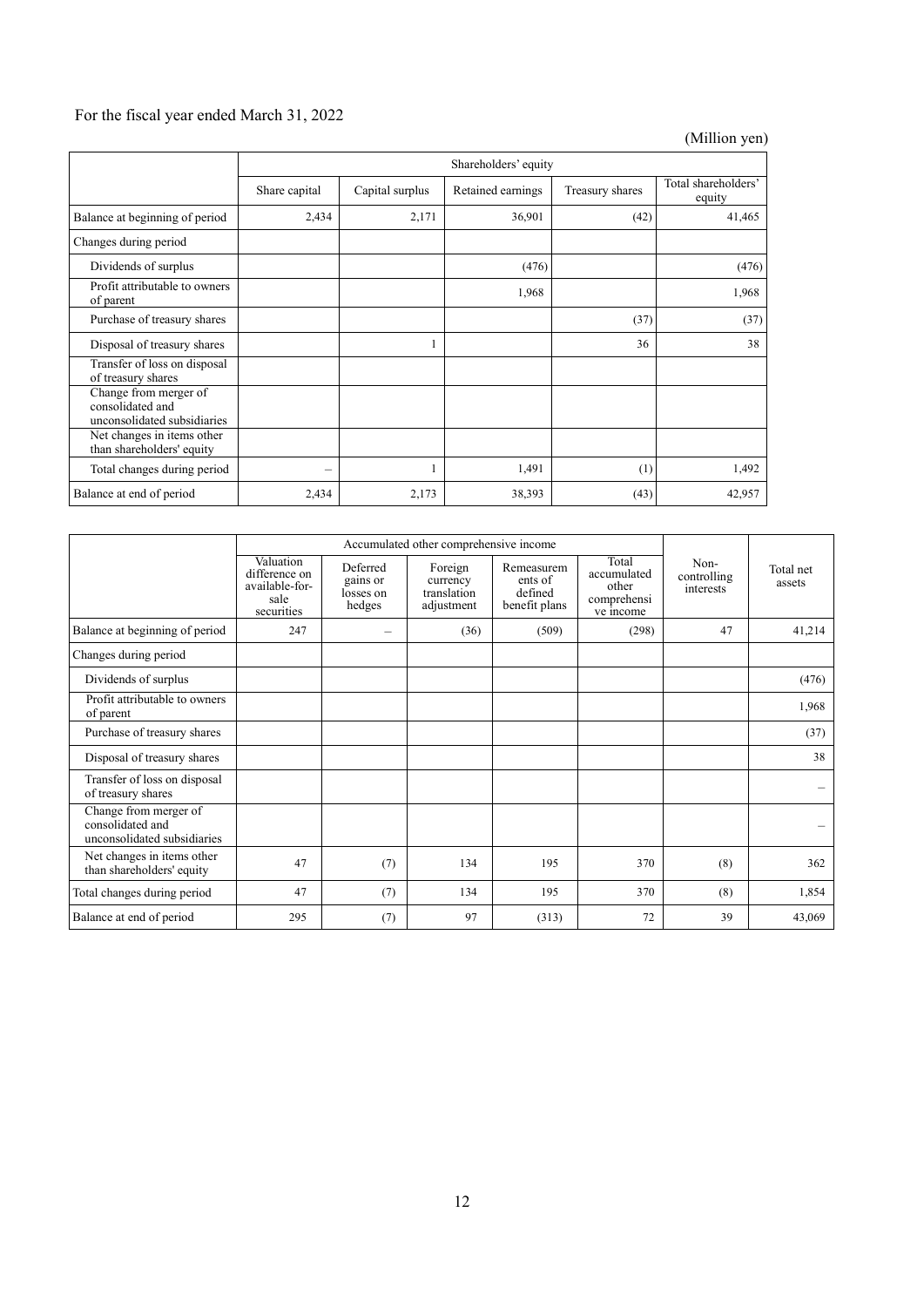For the fiscal year ended March 31, 2022

(Million yen)

| | Shareholders' equity | | | | |
|---|---|---|---|---|---|
| | Share capital | Capital surplus | Retained earnings | Treasury shares | Total shareholders' equity |
| Balance at beginning of period | 2,434 | 2,171 | 36,901 | (42) | 41,465 |
| Changes during period | | | | | |
| Dividends of surplus | | | (476) | | (476) |
| Profit attributable to owners of parent | | | 1,968 | | 1,968 |
| Purchase of treasury shares | | | | (37) | (37) |
| Disposal of treasury shares | | 1 | | 36 | 38 |
| Transfer of loss on disposal of treasury shares | | | | | |
| Change from merger of consolidated and unconsolidated subsidiaries | | | | | |
| Net changes in items other than shareholders' equity | | | | | |
| Total changes during period | – | 1 | 1,491 | (1) | 1,492 |
| Balance at end of period | 2,434 | 2,173 | 38,393 | (43) | 42,957 |

| | Accumulated other comprehensive income | | | | | Non-controlling interests | Total net assets |
|---|---|---|---|---|---|---|---|
| | Valuation difference on available-for-sale securities | Deferred gains or losses on hedges | Foreign currency translation adjustment | Remeasurements of defined benefit plans | Total accumulated other comprehensive income | | |
| Balance at beginning of period | 247 | – | (36) | (509) | (298) | 47 | 41,214 |
| Changes during period | | | | | | | |
| Dividends of surplus | | | | | | | (476) |
| Profit attributable to owners of parent | | | | | | | 1,968 |
| Purchase of treasury shares | | | | | | | (37) |
| Disposal of treasury shares | | | | | | | 38 |
| Transfer of loss on disposal of treasury shares | | | | | | | – |
| Change from merger of consolidated and unconsolidated subsidiaries | | | | | | | – |
| Net changes in items other than shareholders' equity | 47 | (7) | 134 | 195 | 370 | (8) | 362 |
| Total changes during period | 47 | (7) | 134 | 195 | 370 | (8) | 1,854 |
| Balance at end of period | 295 | (7) | 97 | (313) | 72 | 39 | 43,069 |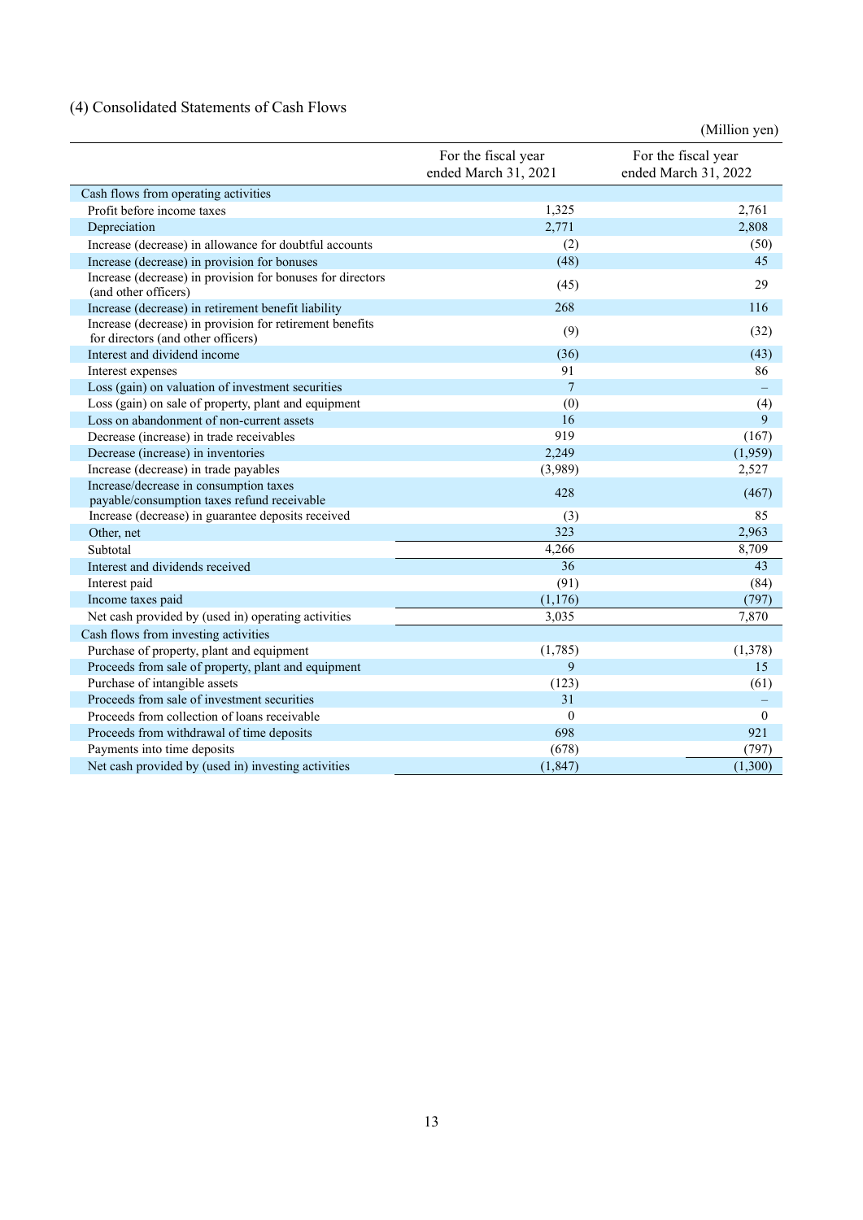### (4) Consolidated Statements of Cash Flows

(Million yen)

| | For the fiscal year ended March 31, 2021 | For the fiscal year ended March 31, 2022 |
|---|---|---|
| Cash flows from operating activities | | |
| Profit before income taxes | 1,325 | 2,761 |
| Depreciation | 2,771 | 2,808 |
| Increase (decrease) in allowance for doubtful accounts | (2) | (50) |
| Increase (decrease) in provision for bonuses | (48) | 45 |
| Increase (decrease) in provision for bonuses for directors (and other officers) | (45) | 29 |
| Increase (decrease) in retirement benefit liability | 268 | 116 |
| Increase (decrease) in provision for retirement benefits for directors (and other officers) | (9) | (32) |
| Interest and dividend income | (36) | (43) |
| Interest expenses | 91 | 86 |
| Loss (gain) on valuation of investment securities | 7 | – |
| Loss (gain) on sale of property, plant and equipment | (0) | (4) |
| Loss on abandonment of non-current assets | 16 | 9 |
| Decrease (increase) in trade receivables | 919 | (167) |
| Decrease (increase) in inventories | 2,249 | (1,959) |
| Increase (decrease) in trade payables | (3,989) | 2,527 |
| Increase/decrease in consumption taxes payable/consumption taxes refund receivable | 428 | (467) |
| Increase (decrease) in guarantee deposits received | (3) | 85 |
| Other, net | 323 | 2,963 |
| Subtotal | 4,266 | 8,709 |
| Interest and dividends received | 36 | 43 |
| Interest paid | (91) | (84) |
| Income taxes paid | (1,176) | (797) |
| Net cash provided by (used in) operating activities | 3,035 | 7,870 |
| Cash flows from investing activities | | |
| Purchase of property, plant and equipment | (1,785) | (1,378) |
| Proceeds from sale of property, plant and equipment | 9 | 15 |
| Purchase of intangible assets | (123) | (61) |
| Proceeds from sale of investment securities | 31 | – |
| Proceeds from collection of loans receivable | 0 | 0 |
| Proceeds from withdrawal of time deposits | 698 | 921 |
| Payments into time deposits | (678) | (797) |
| Net cash provided by (used in) investing activities | (1,847) | (1,300) |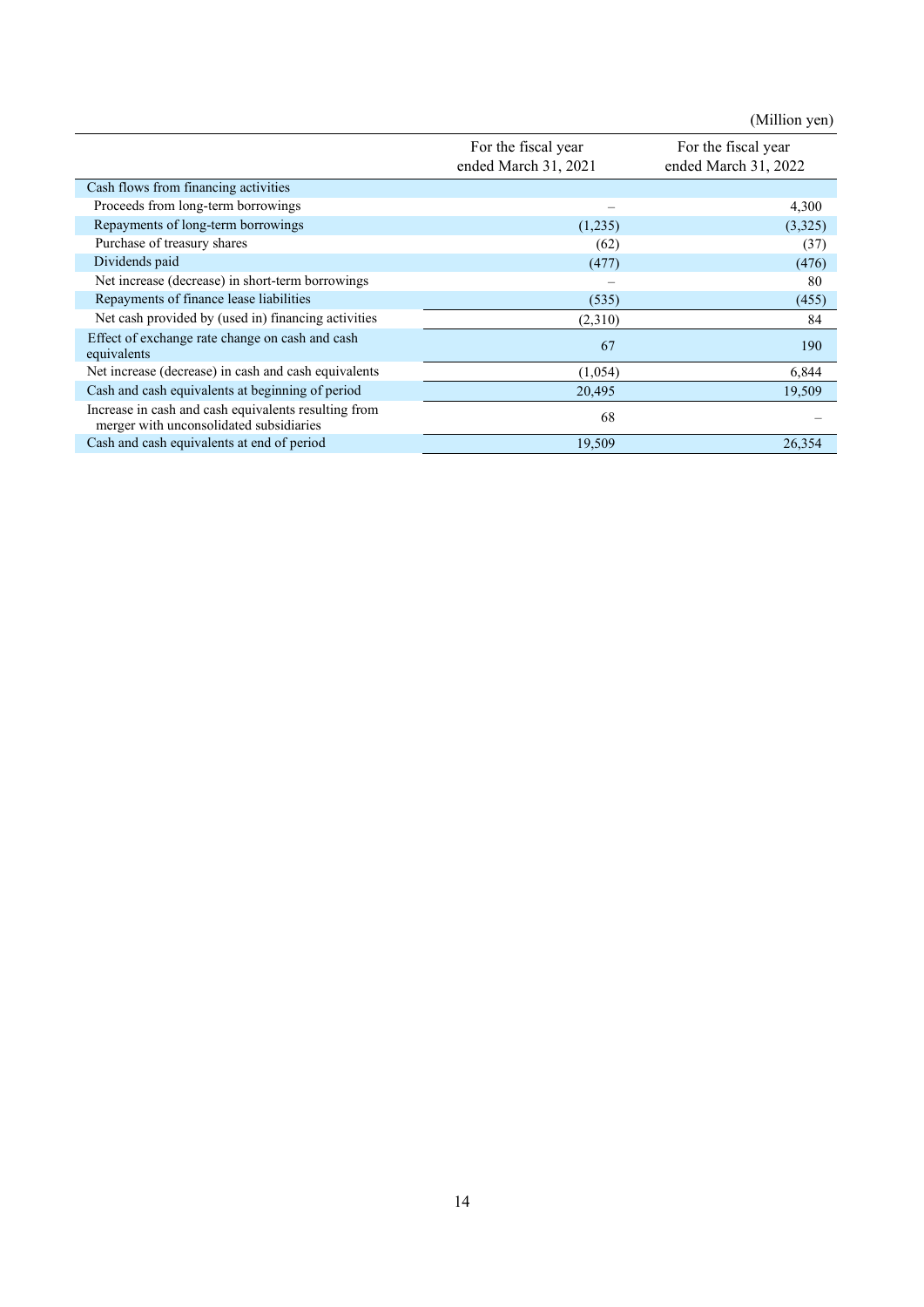(Million yen)

| | For the fiscal year ended March 31, 2021 | For the fiscal year ended March 31, 2022 |
|---|---|---|
| Cash flows from financing activities | | |
| Proceeds from long-term borrowings | – | 4,300 |
| Repayments of long-term borrowings | (1,235) | (3,325) |
| Purchase of treasury shares | (62) | (37) |
| Dividends paid | (477) | (476) |
| Net increase (decrease) in short-term borrowings | – | 80 |
| Repayments of finance lease liabilities | (535) | (455) |
| Net cash provided by (used in) financing activities | (2,310) | 84 |
| Effect of exchange rate change on cash and cash equivalents | 67 | 190 |
| Net increase (decrease) in cash and cash equivalents | (1,054) | 6,844 |
| Cash and cash equivalents at beginning of period | 20,495 | 19,509 |
| Increase in cash and cash equivalents resulting from merger with unconsolidated subsidiaries | 68 | – |
| Cash and cash equivalents at end of period | 19,509 | 26,354 |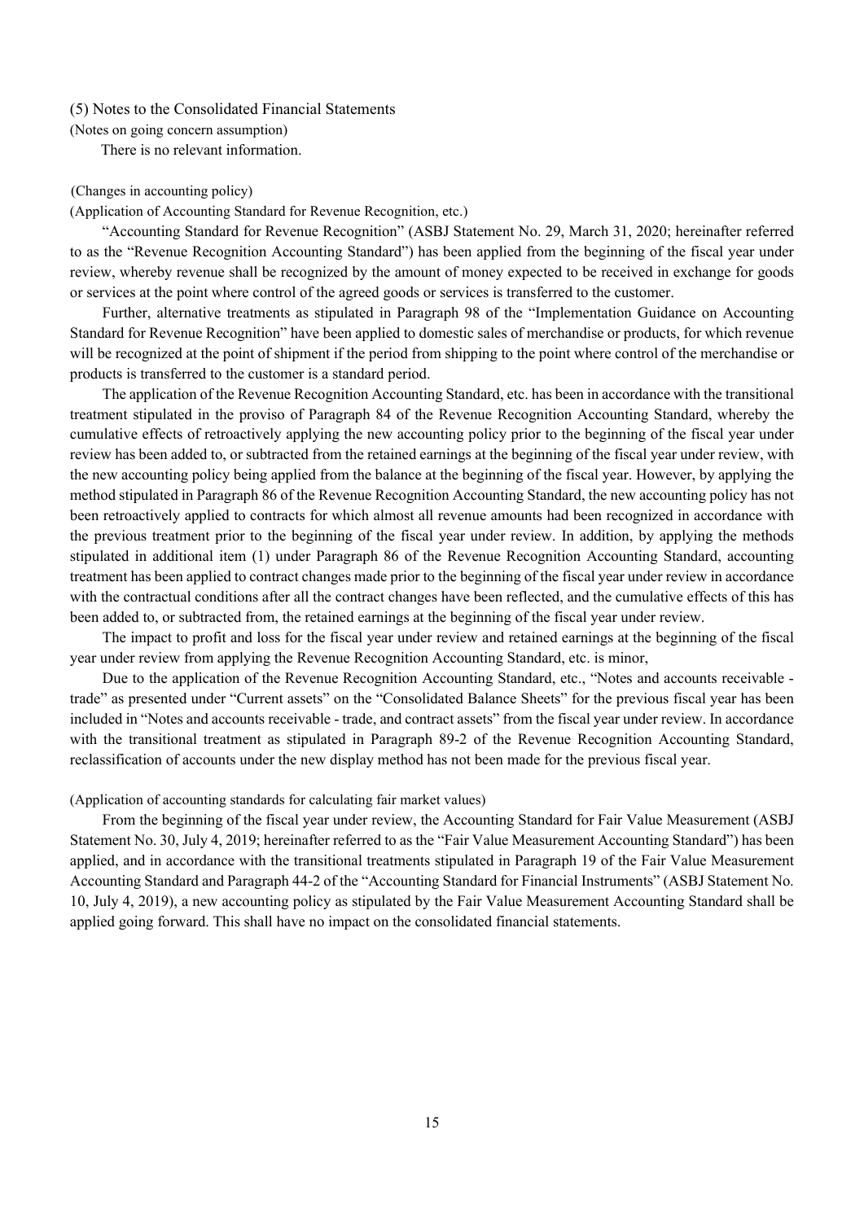## (5) Notes to the Consolidated Financial Statements

(Notes on going concern assumption)

There is no relevant information.

(Changes in accounting policy)

(Application of Accounting Standard for Revenue Recognition, etc.)

"Accounting Standard for Revenue Recognition" (ASBJ Statement No. 29, March 31, 2020; hereinafter referred to as the "Revenue Recognition Accounting Standard") has been applied from the beginning of the fiscal year under review, whereby revenue shall be recognized by the amount of money expected to be received in exchange for goods or services at the point where control of the agreed goods or services is transferred to the customer.

Further, alternative treatments as stipulated in Paragraph 98 of the "Implementation Guidance on Accounting Standard for Revenue Recognition" have been applied to domestic sales of merchandise or products, for which revenue will be recognized at the point of shipment if the period from shipping to the point where control of the merchandise or products is transferred to the customer is a standard period.

The application of the Revenue Recognition Accounting Standard, etc. has been in accordance with the transitional treatment stipulated in the proviso of Paragraph 84 of the Revenue Recognition Accounting Standard, whereby the cumulative effects of retroactively applying the new accounting policy prior to the beginning of the fiscal year under review has been added to, or subtracted from the retained earnings at the beginning of the fiscal year under review, with the new accounting policy being applied from the balance at the beginning of the fiscal year. However, by applying the method stipulated in Paragraph 86 of the Revenue Recognition Accounting Standard, the new accounting policy has not been retroactively applied to contracts for which almost all revenue amounts had been recognized in accordance with the previous treatment prior to the beginning of the fiscal year under review. In addition, by applying the methods stipulated in additional item (1) under Paragraph 86 of the Revenue Recognition Accounting Standard, accounting treatment has been applied to contract changes made prior to the beginning of the fiscal year under review in accordance with the contractual conditions after all the contract changes have been reflected, and the cumulative effects of this has been added to, or subtracted from, the retained earnings at the beginning of the fiscal year under review.

The impact to profit and loss for the fiscal year under review and retained earnings at the beginning of the fiscal year under review from applying the Revenue Recognition Accounting Standard, etc. is minor,

Due to the application of the Revenue Recognition Accounting Standard, etc., "Notes and accounts receivable - trade" as presented under "Current assets" on the "Consolidated Balance Sheets" for the previous fiscal year has been included in "Notes and accounts receivable - trade, and contract assets" from the fiscal year under review. In accordance with the transitional treatment as stipulated in Paragraph 89-2 of the Revenue Recognition Accounting Standard, reclassification of accounts under the new display method has not been made for the previous fiscal year.

(Application of accounting standards for calculating fair market values)

From the beginning of the fiscal year under review, the Accounting Standard for Fair Value Measurement (ASBJ Statement No. 30, July 4, 2019; hereinafter referred to as the "Fair Value Measurement Accounting Standard") has been applied, and in accordance with the transitional treatments stipulated in Paragraph 19 of the Fair Value Measurement Accounting Standard and Paragraph 44-2 of the "Accounting Standard for Financial Instruments" (ASBJ Statement No. 10, July 4, 2019), a new accounting policy as stipulated by the Fair Value Measurement Accounting Standard shall be applied going forward. This shall have no impact on the consolidated financial statements.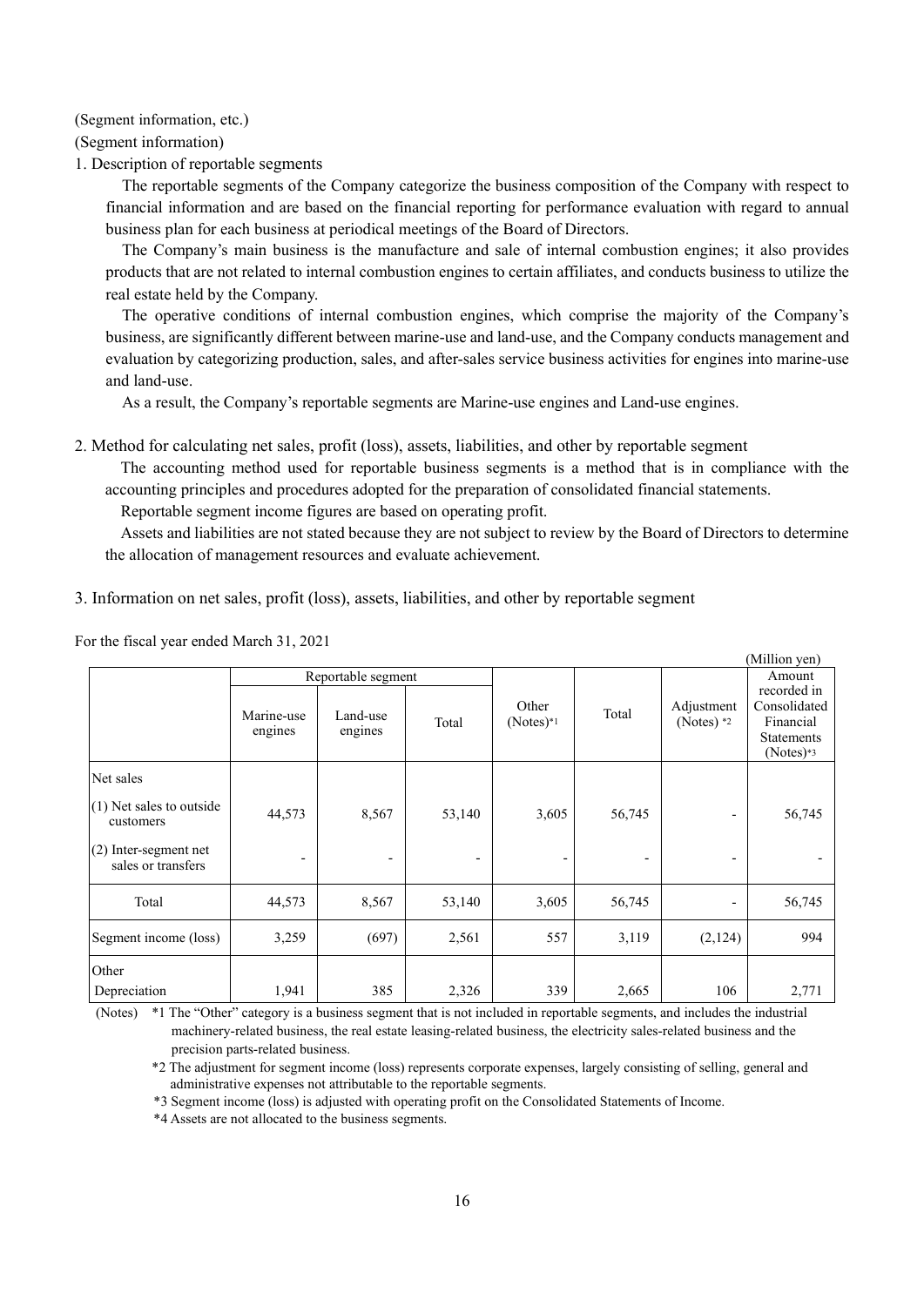(Segment information, etc.)

(Segment information)

1. Description of reportable segments

The reportable segments of the Company categorize the business composition of the Company with respect to financial information and are based on the financial reporting for performance evaluation with regard to annual business plan for each business at periodical meetings of the Board of Directors.

The Company's main business is the manufacture and sale of internal combustion engines; it also provides products that are not related to internal combustion engines to certain affiliates, and conducts business to utilize the real estate held by the Company.

The operative conditions of internal combustion engines, which comprise the majority of the Company's business, are significantly different between marine-use and land-use, and the Company conducts management and evaluation by categorizing production, sales, and after-sales service business activities for engines into marine-use and land-use.

As a result, the Company's reportable segments are Marine-use engines and Land-use engines.

2. Method for calculating net sales, profit (loss), assets, liabilities, and other by reportable segment

The accounting method used for reportable business segments is a method that is in compliance with the accounting principles and procedures adopted for the preparation of consolidated financial statements.

Reportable segment income figures are based on operating profit.

Assets and liabilities are not stated because they are not subject to review by the Board of Directors to determine the allocation of management resources and evaluate achievement.

3. Information on net sales, profit (loss), assets, liabilities, and other by reportable segment

For the fiscal year ended March 31, 2021

(Million yen)

| | Reportable segment | | | Other (Notes)*1 | Total | Adjustment (Notes) *2 | Amount recorded in Consolidated Financial Statements (Notes)*3 |
|---|---|---|---|---|---|---|---|
| | Marine-use engines | Land-use engines | Total | | | | |
| Net sales | | | | | | | |
| (1) Net sales to outside customers | 44,573 | 8,567 | 53,140 | 3,605 | 56,745 | - | 56,745 |
| (2) Inter-segment net sales or transfers | - | - | - | - | - | - | - |
| Total | 44,573 | 8,567 | 53,140 | 3,605 | 56,745 | - | 56,745 |
| Segment income (loss) | 3,259 | (697) | 2,561 | 557 | 3,119 | (2,124) | 994 |
| Other<br>Depreciation | 1,941 | 385 | 2,326 | 339 | 2,665 | 106 | 2,771 |

(Notes) *1 The "Other" category is a business segment that is not included in reportable segments, and includes the industrial machinery-related business, the real estate leasing-related business, the electricity sales-related business and the precision parts-related business.

*2 The adjustment for segment income (loss) represents corporate expenses, largely consisting of selling, general and administrative expenses not attributable to the reportable segments.

*3 Segment income (loss) is adjusted with operating profit on the Consolidated Statements of Income.

*4 Assets are not allocated to the business segments.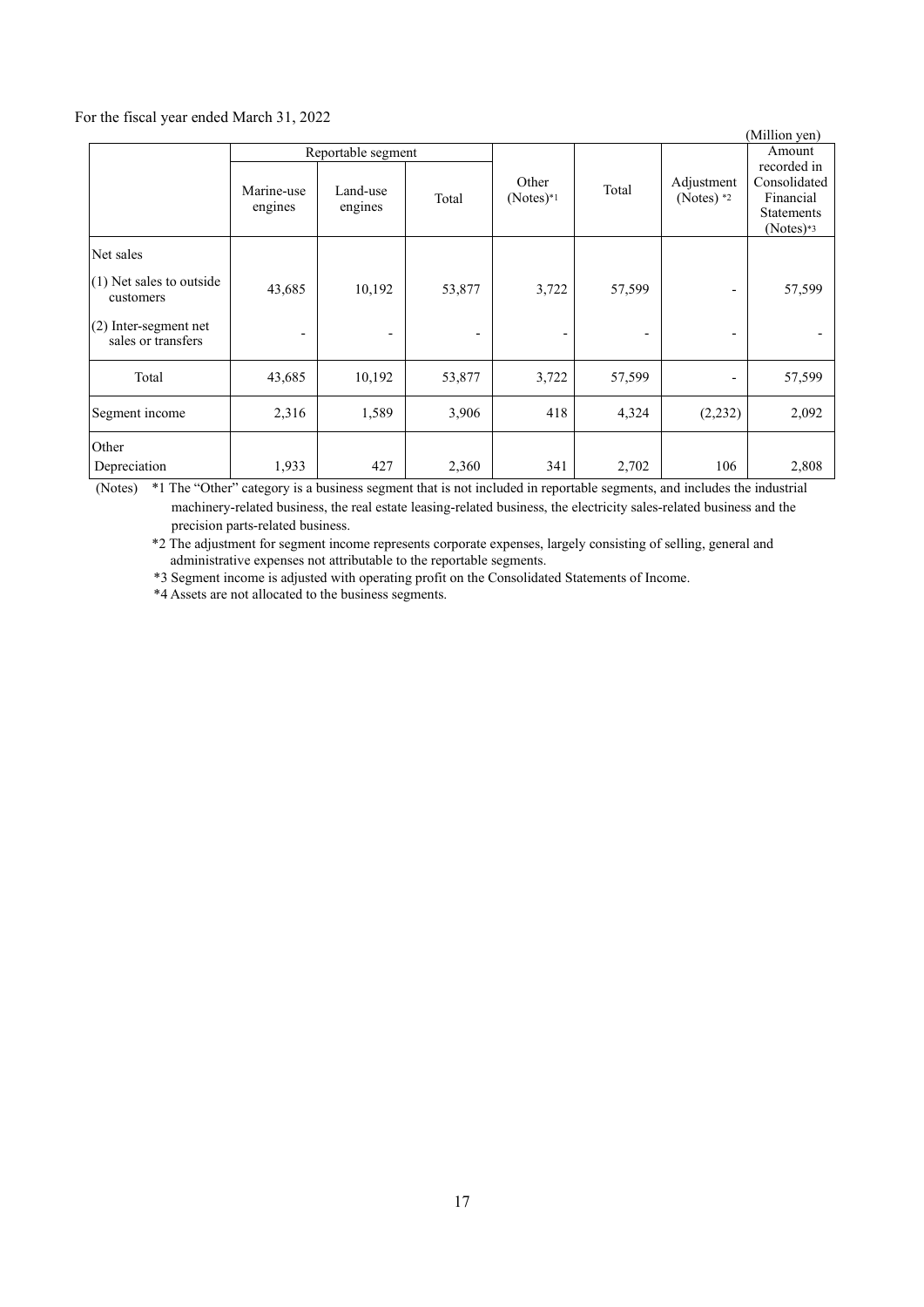For the fiscal year ended March 31, 2022

(Million yen)

| | Reportable segment | | | Other (Notes)*1 | Total | Adjustment (Notes) *2 | Amount recorded in Consolidated Financial Statements (Notes)*3 |
|---|---|---|---|---|---|---|---|
| | Marine-use engines | Land-use engines | Total | | | | |
| Net sales | | | | | | | |
| (1) Net sales to outside customers | 43,685 | 10,192 | 53,877 | 3,722 | 57,599 | - | 57,599 |
| (2) Inter-segment net sales or transfers | - | - | - | - | - | - | - |
| Total | 43,685 | 10,192 | 53,877 | 3,722 | 57,599 | - | 57,599 |
| Segment income | 2,316 | 1,589 | 3,906 | 418 | 4,324 | (2,232) | 2,092 |
| Other<br>Depreciation | 1,933 | 427 | 2,360 | 341 | 2,702 | 106 | 2,808 |

(Notes) *1 The "Other" category is a business segment that is not included in reportable segments, and includes the industrial machinery-related business, the real estate leasing-related business, the electricity sales-related business and the precision parts-related business.

*2 The adjustment for segment income represents corporate expenses, largely consisting of selling, general and administrative expenses not attributable to the reportable segments.

*3 Segment income is adjusted with operating profit on the Consolidated Statements of Income.

*4 Assets are not allocated to the business segments.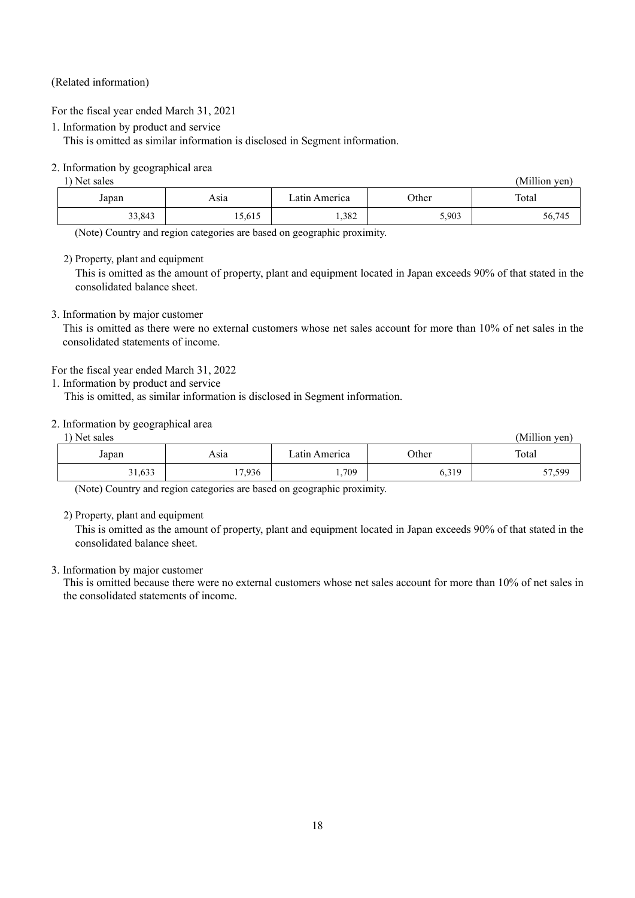(Related information)

For the fiscal year ended March 31, 2021

1. Information by product and service

   This is omitted as similar information is disclosed in Segment information.

2. Information by geographical area

   1) Net sales

(Million yen)

| Japan | Asia | Latin America | Other | Total |
|---|---|---|---|---|
| 33,843 | 15,615 | 1,382 | 5,903 | 56,745 |

(Note) Country and region categories are based on geographic proximity.

   2) Property, plant and equipment

   This is omitted as the amount of property, plant and equipment located in Japan exceeds 90% of that stated in the consolidated balance sheet.

3. Information by major customer

   This is omitted as there were no external customers whose net sales account for more than 10% of net sales in the consolidated statements of income.

For the fiscal year ended March 31, 2022

1. Information by product and service

   This is omitted, as similar information is disclosed in Segment information.

2. Information by geographical area

   1) Net sales

(Million yen)

| Japan | Asia | Latin America | Other | Total |
|---|---|---|---|---|
| 31,633 | 17,936 | 1,709 | 6,319 | 57,599 |

(Note) Country and region categories are based on geographic proximity.

   2) Property, plant and equipment

   This is omitted as the amount of property, plant and equipment located in Japan exceeds 90% of that stated in the consolidated balance sheet.

3. Information by major customer

   This is omitted because there were no external customers whose net sales account for more than 10% of net sales in the consolidated statements of income.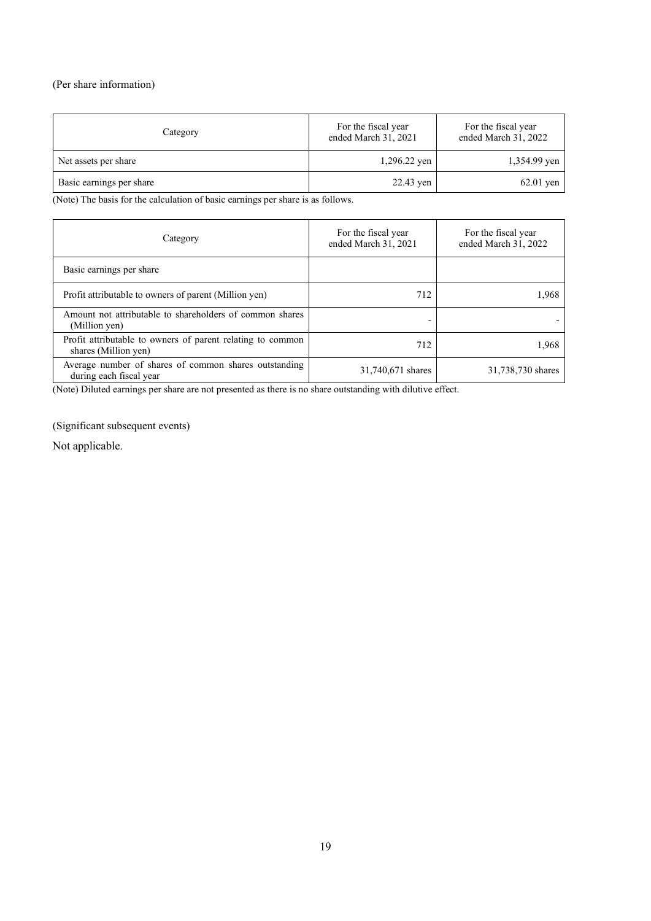(Per share information)

| Category | For the fiscal year ended March 31, 2021 | For the fiscal year ended March 31, 2022 |
|---|---|---|
| Net assets per share | 1,296.22 yen | 1,354.99 yen |
| Basic earnings per share | 22.43 yen | 62.01 yen |

(Note) The basis for the calculation of basic earnings per share is as follows.

| Category | For the fiscal year ended March 31, 2021 | For the fiscal year ended March 31, 2022 |
|---|---|---|
| Basic earnings per share | | |
| Profit attributable to owners of parent (Million yen) | 712 | 1,968 |
| Amount not attributable to shareholders of common shares (Million yen) | - | - |
| Profit attributable to owners of parent relating to common shares (Million yen) | 712 | 1,968 |
| Average number of shares of common shares outstanding during each fiscal year | 31,740,671 shares | 31,738,730 shares |

(Note) Diluted earnings per share are not presented as there is no share outstanding with dilutive effect.

(Significant subsequent events)

Not applicable.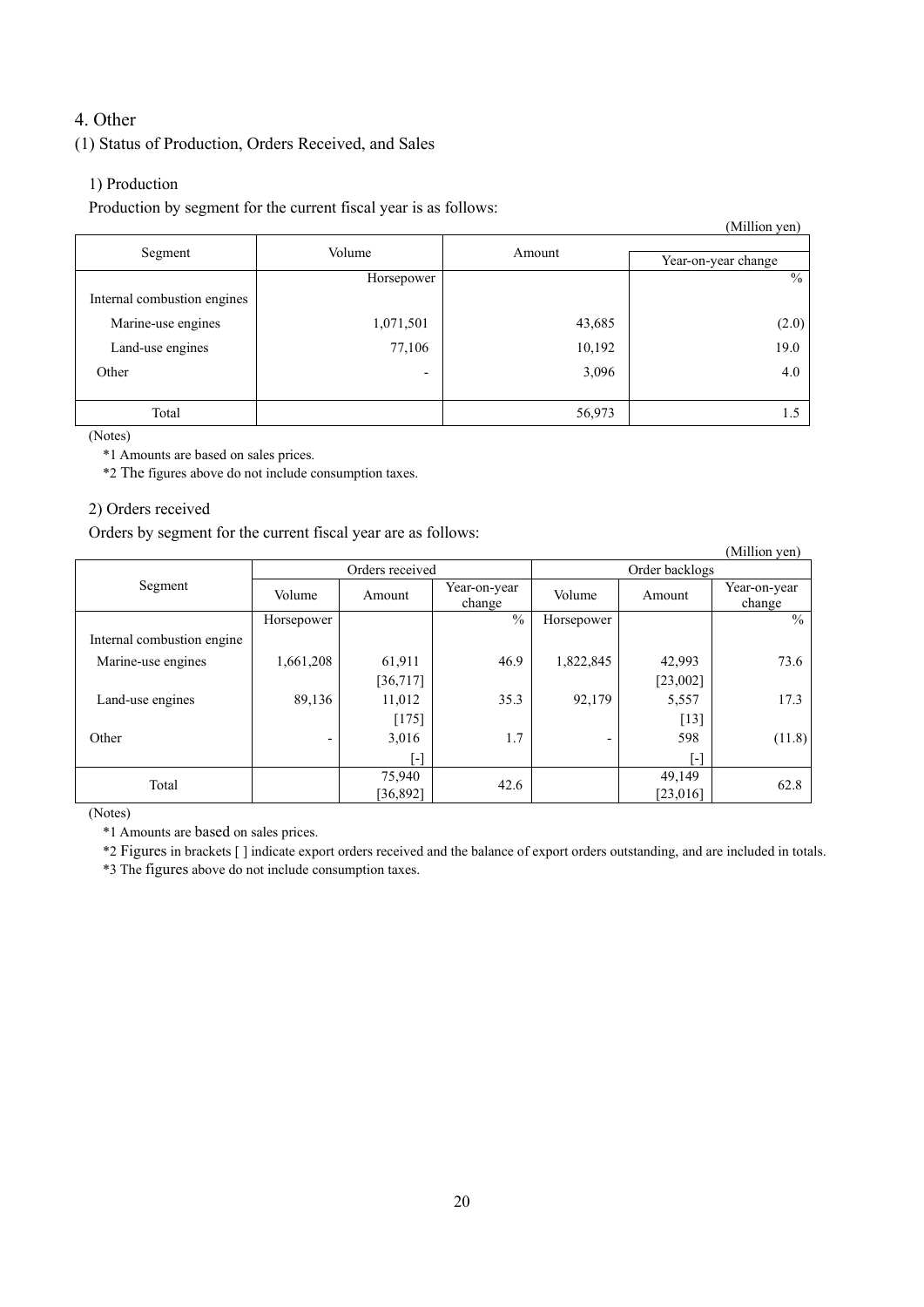## 4. Other

### (1) Status of Production, Orders Received, and Sales

#### 1) Production

Production by segment for the current fiscal year is as follows:

(Million yen)

| Segment | Volume | Amount | Year-on-year change |
|---|---|---|---|
| | Horsepower | | % |
| Internal combustion engines | | | |
| Marine-use engines | 1,071,501 | 43,685 | (2.0) |
| Land-use engines | 77,106 | 10,192 | 19.0 |
| Other | - | 3,096 | 4.0 |
| Total | | 56,973 | 1.5 |

(Notes)

*1 Amounts are based on sales prices.

*2 The figures above do not include consumption taxes.

#### 2) Orders received

Orders by segment for the current fiscal year are as follows:

(Million yen)

| Segment | Orders received | | | Order backlogs | | |
|---|---|---|---|---|---|---|
| | Volume | Amount | Year-on-year change | Volume | Amount | Year-on-year change |
| | Horsepower | | % | Horsepower | | % |
| Internal combustion engine | | | | | | |
| Marine-use engines | 1,661,208 | 61,911 [36,717] | 46.9 | 1,822,845 | 42,993 [23,002] | 73.6 |
| Land-use engines | 89,136 | 11,012 [175] | 35.3 | 92,179 | 5,557 [13] | 17.3 |
| Other | - | 3,016 [-] | 1.7 | - | 598 [-] | (11.8) |
| Total | | 75,940 [36,892] | 42.6 | | 49,149 [23,016] | 62.8 |

(Notes)

*1 Amounts are based on sales prices.

*2 Figures in brackets [ ] indicate export orders received and the balance of export orders outstanding, and are included in totals.

*3 The figures above do not include consumption taxes.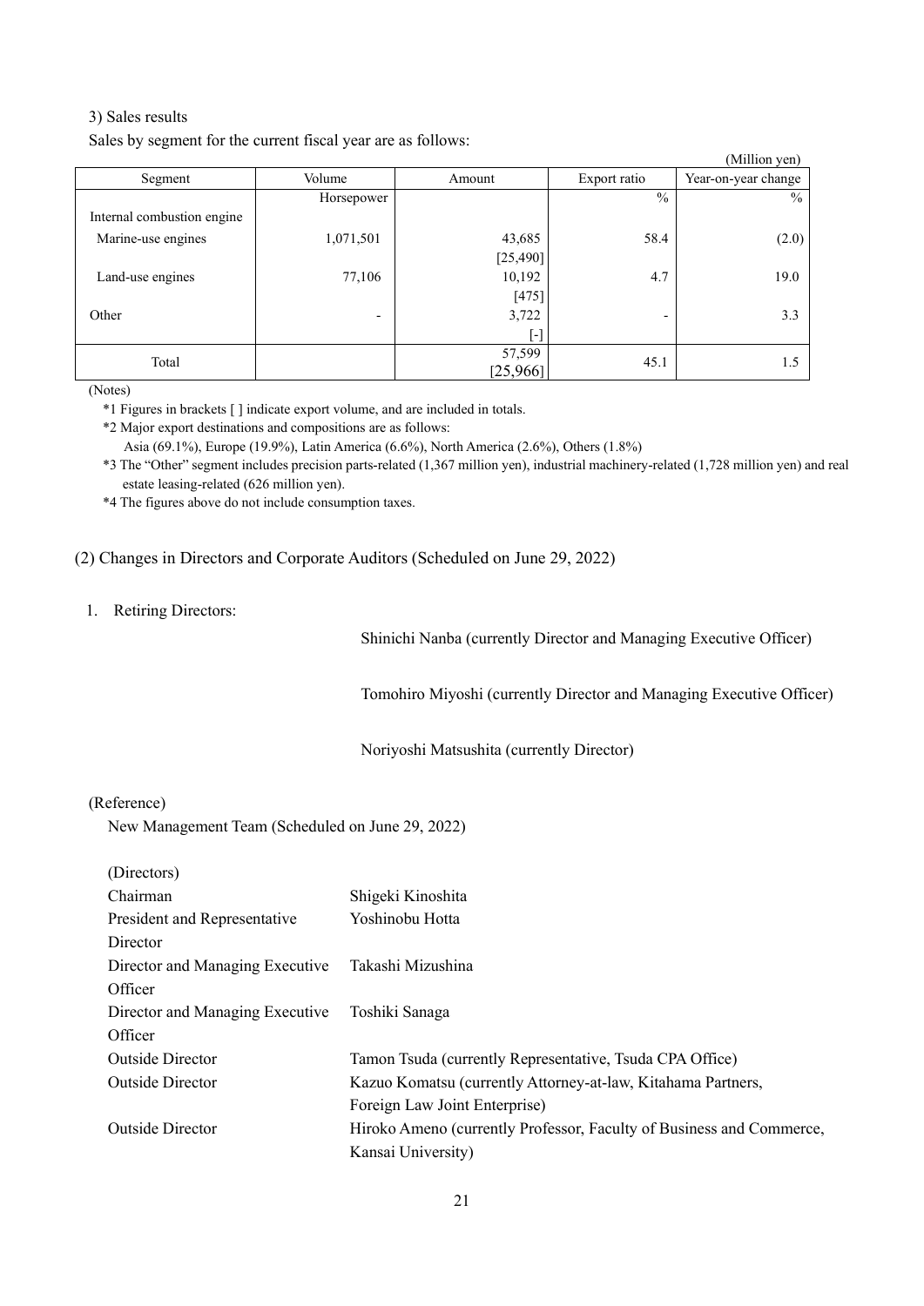3) Sales results

Sales by segment for the current fiscal year are as follows:

(Million yen)

| Segment | Volume | Amount | Export ratio | Year-on-year change |
|---|---|---|---|---|
| | Horsepower | | % | % |
| Internal combustion engine | | | | |
| Marine-use engines | 1,071,501 | 43,685 [25,490] | 58.4 | (2.0) |
| Land-use engines | 77,106 | 10,192 [475] | 4.7 | 19.0 |
| Other | - | 3,722 [-] | - | 3.3 |
| Total | | 57,599 [25,966] | 45.1 | 1.5 |

(Notes)

*1 Figures in brackets [ ] indicate export volume, and are included in totals.

*2 Major export destinations and compositions are as follows:
Asia (69.1%), Europe (19.9%), Latin America (6.6%), North America (2.6%), Others (1.8%)

*3 The "Other" segment includes precision parts-related (1,367 million yen), industrial machinery-related (1,728 million yen) and real estate leasing-related (626 million yen).

*4 The figures above do not include consumption taxes.

(2) Changes in Directors and Corporate Auditors (Scheduled on June 29, 2022)

1. Retiring Directors:

Shinichi Nanba (currently Director and Managing Executive Officer)

Tomohiro Miyoshi (currently Director and Managing Executive Officer)

Noriyoshi Matsushita (currently Director)

(Reference)

New Management Team (Scheduled on June 29, 2022)

(Directors)

| | |
|---|---|
| Chairman | Shigeki Kinoshita |
| President and Representative Director | Yoshinobu Hotta |
| Director and Managing Executive Officer | Takashi Mizushina |
| Director and Managing Executive Officer | Toshiki Sanaga |
| Outside Director | Tamon Tsuda (currently Representative, Tsuda CPA Office) |
| Outside Director | Kazuo Komatsu (currently Attorney-at-law, Kitahama Partners, Foreign Law Joint Enterprise) |
| Outside Director | Hiroko Ameno (currently Professor, Faculty of Business and Commerce, Kansai University) |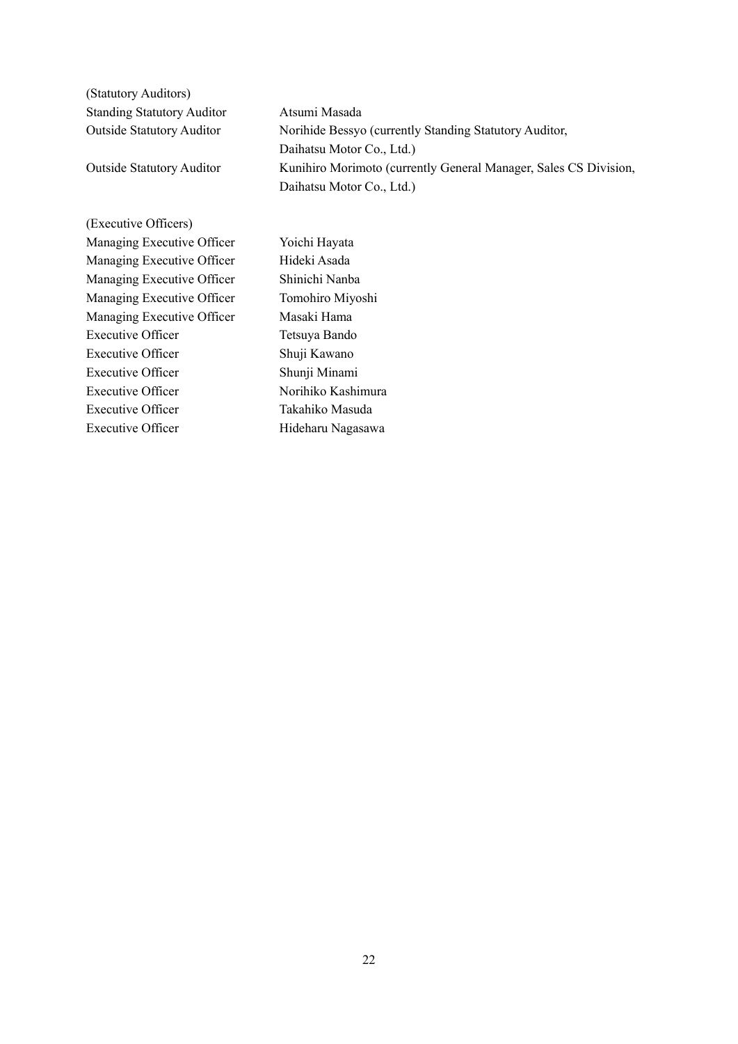(Statutory Auditors)

| | |
|---|---|
| Standing Statutory Auditor | Atsumi Masada |
| Outside Statutory Auditor | Norihide Bessyo (currently Standing Statutory Auditor, Daihatsu Motor Co., Ltd.) |
| Outside Statutory Auditor | Kunihiro Morimoto (currently General Manager, Sales CS Division, Daihatsu Motor Co., Ltd.) |

(Executive Officers)

| | |
|---|---|
| Managing Executive Officer | Yoichi Hayata |
| Managing Executive Officer | Hideki Asada |
| Managing Executive Officer | Shinichi Nanba |
| Managing Executive Officer | Tomohiro Miyoshi |
| Managing Executive Officer | Masaki Hama |
| Executive Officer | Tetsuya Bando |
| Executive Officer | Shuji Kawano |
| Executive Officer | Shunji Minami |
| Executive Officer | Norihiko Kashimura |
| Executive Officer | Takahiko Masuda |
| Executive Officer | Hideharu Nagasawa |